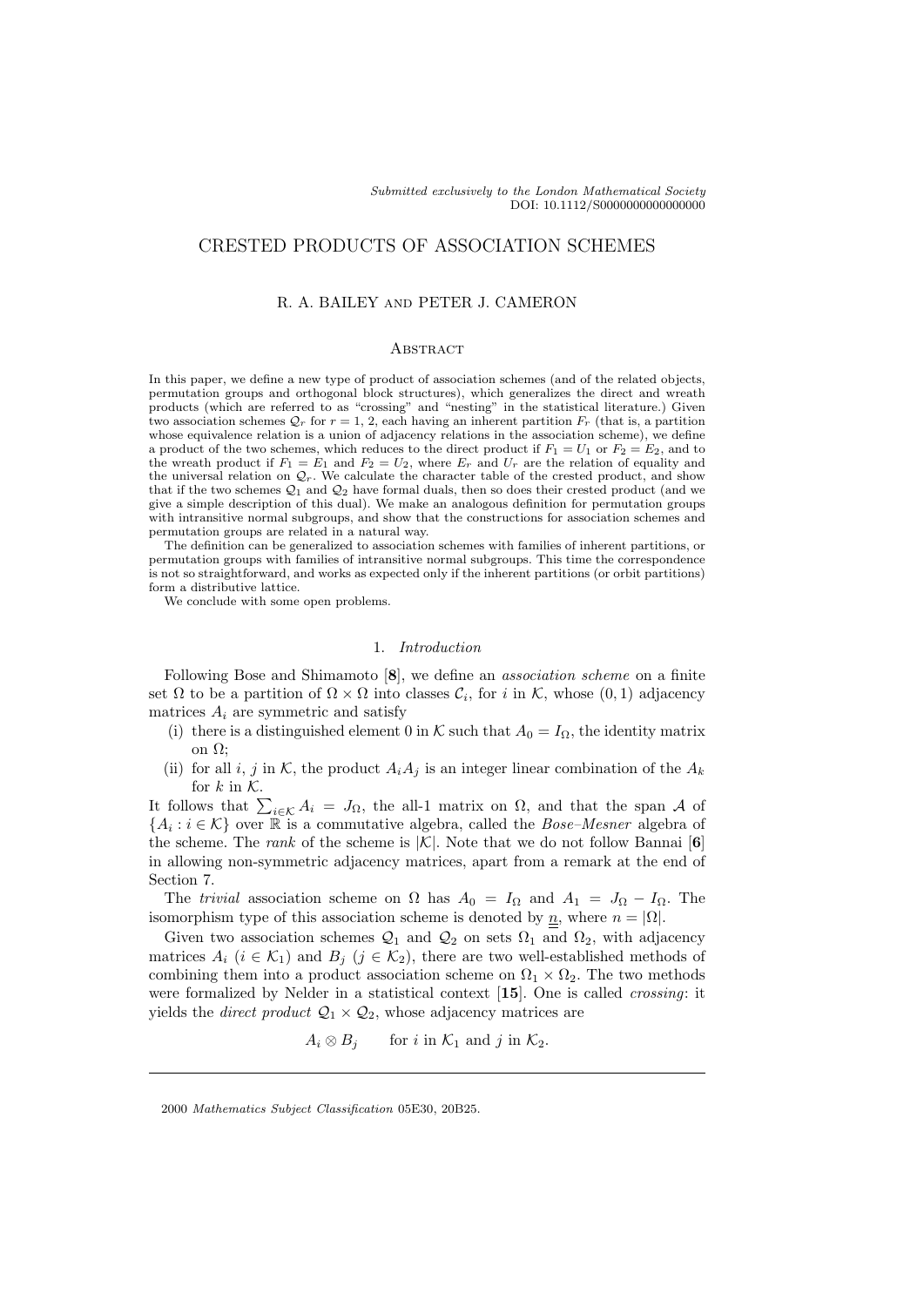*Submitted exclusively to the London Mathematical Society*
DOI: 10.1112/S0000000000000000

# CRESTED PRODUCTS OF ASSOCIATION SCHEMES

## R. A. BAILEY and PETER J. CAMERON

### Abstract

In this paper, we define a new type of product of association schemes (and of the related objects, permutation groups and orthogonal block structures), which generalizes the direct and wreath products (which are referred to as "crossing" and "nesting" in the statistical literature.) Given two association schemes $\mathcal{Q}_r$ for $r = 1, 2$, each having an inherent partition $F_r$ (that is, a partition whose equivalence relation is a union of adjacency relations in the association scheme), we define a product of the two schemes, which reduces to the direct product if $F_1 = U_1$ or $F_2 = E_2$, and to the wreath product if $F_1 = E_1$ and $F_2 = U_2$, where $E_r$ and $U_r$ are the relation of equality and the universal relation on $\mathcal{Q}_r$. We calculate the character table of the crested product, and show that if the two schemes $\mathcal{Q}_1$ and $\mathcal{Q}_2$ have formal duals, then so does their crested product (and we give a simple description of this dual). We make an analogous definition for permutation groups with intransitive normal subgroups, and show that the constructions for association schemes and permutation groups are related in a natural way.

The definition can be generalized to association schemes with families of inherent partitions, or permutation groups with families of intransitive normal subgroups. This time the correspondence is not so straightforward, and works as expected only if the inherent partitions (or orbit partitions) form a distributive lattice.

We conclude with some open problems.

## 1. *Introduction*

Following Bose and Shimamoto [**8**], we define an *association scheme* on a finite set $\Omega$ to be a partition of $\Omega \times \Omega$ into classes $\mathcal{C}_i$, for $i$ in $\mathcal{K}$, whose $(0,1)$ adjacency matrices $A_i$ are symmetric and satisfy

(i) there is a distinguished element 0 in $\mathcal{K}$ such that $A_0 = I_\Omega$, the identity matrix on $\Omega$;

(ii) for all $i$, $j$ in $\mathcal{K}$, the product $A_iA_j$ is an integer linear combination of the $A_k$ for $k$ in $\mathcal{K}$.

It follows that $\sum_{i\in\mathcal{K}} A_i = J_\Omega$, the all-1 matrix on $\Omega$, and that the span $\mathcal{A}$ of $\{A_i : i \in \mathcal{K}\}$ over $\mathbb{R}$ is a commutative algebra, called the *Bose–Mesner* algebra of the scheme. The *rank* of the scheme is $|\mathcal{K}|$. Note that we do not follow Bannai [**6**] in allowing non-symmetric adjacency matrices, apart from a remark at the end of Section 7.

The *trivial* association scheme on $\Omega$ has $A_0 = I_\Omega$ and $A_1 = J_\Omega - I_\Omega$. The isomorphism type of this association scheme is denoted by $\underline{\underline{n}}$, where $n = |\Omega|$.

Given two association schemes $\mathcal{Q}_1$ and $\mathcal{Q}_2$ on sets $\Omega_1$ and $\Omega_2$, with adjacency matrices $A_i$ ($i \in \mathcal{K}_1$) and $B_j$ ($j \in \mathcal{K}_2$), there are two well-established methods of combining them into a product association scheme on $\Omega_1 \times \Omega_2$. The two methods were formalized by Nelder in a statistical context [**15**]. One is called *crossing*: it yields the *direct product* $\mathcal{Q}_1 \times \mathcal{Q}_2$, whose adjacency matrices are

$$A_i \otimes B_j \qquad \text{for } i \text{ in } \mathcal{K}_1 \text{ and } j \text{ in } \mathcal{K}_2.$$

2000 *Mathematics Subject Classification* 05E30, 20B25.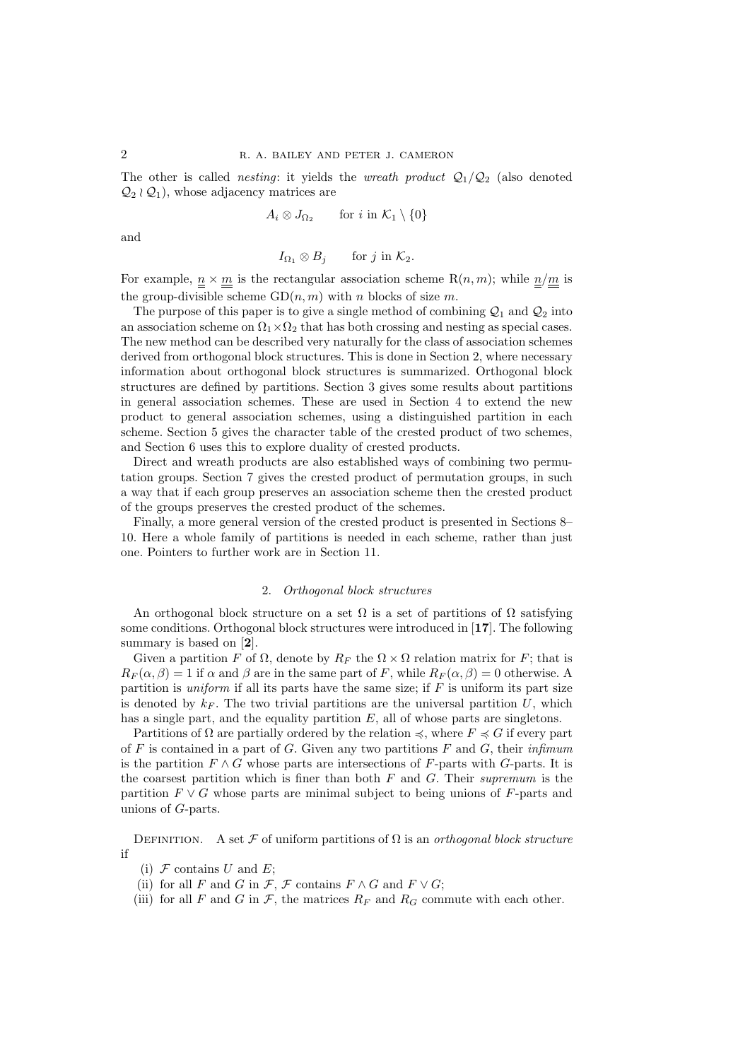The other is called *nesting*: it yields the *wreath product* $\mathcal{Q}_1/\mathcal{Q}_2$ (also denoted $\mathcal{Q}_2 \wr \mathcal{Q}_1$), whose adjacency matrices are

$$A_i \otimes J_{\Omega_2} \qquad \text{for } i \text{ in } \mathcal{K}_1 \setminus \{0\}$$

and

$$I_{\Omega_1} \otimes B_j \qquad \text{for } j \text{ in } \mathcal{K}_2.$$

For example, $\underline{\underline{n}} \times \underline{\underline{m}}$ is the rectangular association scheme $\mathrm{R}(n,m)$; while $\underline{\underline{n}}/\underline{\underline{m}}$ is the group-divisible scheme $\mathrm{GD}(n,m)$ with $n$ blocks of size $m$.

The purpose of this paper is to give a single method of combining $\mathcal{Q}_1$ and $\mathcal{Q}_2$ into an association scheme on $\Omega_1 \times \Omega_2$ that has both crossing and nesting as special cases. The new method can be described very naturally for the class of association schemes derived from orthogonal block structures. This is done in Section 2, where necessary information about orthogonal block structures is summarized. Orthogonal block structures are defined by partitions. Section 3 gives some results about partitions in general association schemes. These are used in Section 4 to extend the new product to general association schemes, using a distinguished partition in each scheme. Section 5 gives the character table of the crested product of two schemes, and Section 6 uses this to explore duality of crested products.

Direct and wreath products are also established ways of combining two permutation groups. Section 7 gives the crested product of permutation groups, in such a way that if each group preserves an association scheme then the crested product of the groups preserves the crested product of the schemes.

Finally, a more general version of the crested product is presented in Sections 8–10. Here a whole family of partitions is needed in each scheme, rather than just one. Pointers to further work are in Section 11.

## 2. *Orthogonal block structures*

An orthogonal block structure on a set $\Omega$ is a set of partitions of $\Omega$ satisfying some conditions. Orthogonal block structures were introduced in [**17**]. The following summary is based on [**2**].

Given a partition $F$ of $\Omega$, denote by $R_F$ the $\Omega \times \Omega$ relation matrix for $F$; that is $R_F(\alpha,\beta) = 1$ if $\alpha$ and $\beta$ are in the same part of $F$, while $R_F(\alpha,\beta) = 0$ otherwise. A partition is *uniform* if all its parts have the same size; if $F$ is uniform its part size is denoted by $k_F$. The two trivial partitions are the universal partition $U$, which has a single part, and the equality partition $E$, all of whose parts are singletons.

Partitions of $\Omega$ are partially ordered by the relation $\preccurlyeq$, where $F \preccurlyeq G$ if every part of $F$ is contained in a part of $G$. Given any two partitions $F$ and $G$, their *infimum* is the partition $F \wedge G$ whose parts are intersections of $F$-parts with $G$-parts. It is the coarsest partition which is finer than both $F$ and $G$. Their *supremum* is the partition $F \vee G$ whose parts are minimal subject to being unions of $F$-parts and unions of $G$-parts.

Definition. A set $\mathcal{F}$ of uniform partitions of $\Omega$ is an *orthogonal block structure* if

(i) $\mathcal{F}$ contains $U$ and $E$;
(ii) for all $F$ and $G$ in $\mathcal{F}$, $\mathcal{F}$ contains $F \wedge G$ and $F \vee G$;
(iii) for all $F$ and $G$ in $\mathcal{F}$, the matrices $R_F$ and $R_G$ commute with each other.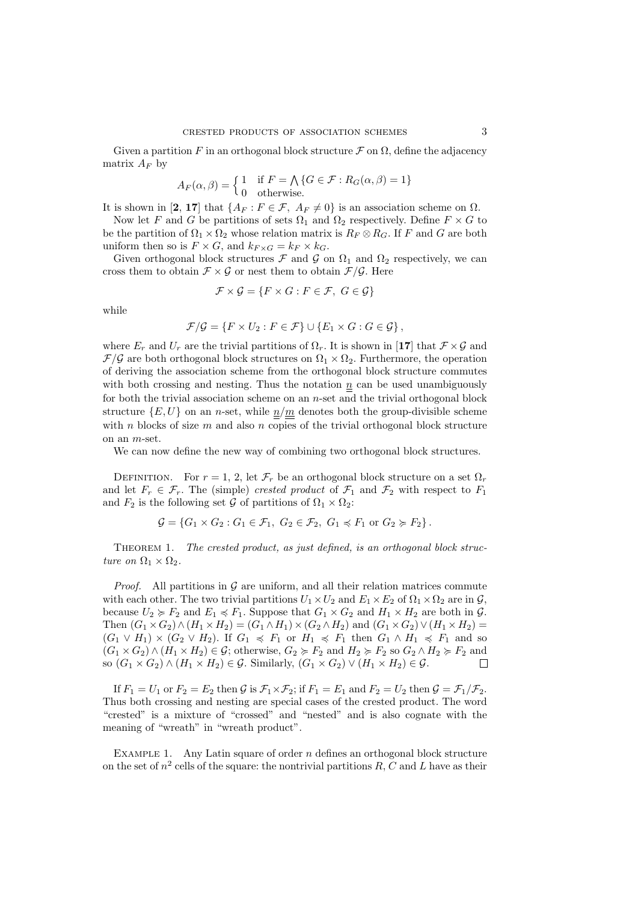Given a partition $F$ in an orthogonal block structure $\mathcal{F}$ on $\Omega$, define the adjacency matrix $A_F$ by

$$A_F(\alpha,\beta) = \begin{cases} 1 & \text{if } F = \bigwedge\{G \in \mathcal{F} : R_G(\alpha,\beta) = 1\} \\ 0 & \text{otherwise.} \end{cases}$$

It is shown in [**2**, **17**] that $\{A_F : F \in \mathcal{F},\ A_F \neq 0\}$ is an association scheme on $\Omega$.

Now let $F$ and $G$ be partitions of sets $\Omega_1$ and $\Omega_2$ respectively. Define $F \times G$ to be the partition of $\Omega_1 \times \Omega_2$ whose relation matrix is $R_F \otimes R_G$. If $F$ and $G$ are both uniform then so is $F \times G$, and $k_{F\times G} = k_F \times k_G$.

Given orthogonal block structures $\mathcal{F}$ and $\mathcal{G}$ on $\Omega_1$ and $\Omega_2$ respectively, we can cross them to obtain $\mathcal{F} \times \mathcal{G}$ or nest them to obtain $\mathcal{F}/\mathcal{G}$. Here

$$\mathcal{F} \times \mathcal{G} = \{F \times G : F \in \mathcal{F},\ G \in \mathcal{G}\}$$

while

$$\mathcal{F}/\mathcal{G} = \{F \times U_2 : F \in \mathcal{F}\} \cup \{E_1 \times G : G \in \mathcal{G}\},$$

where $E_r$ and $U_r$ are the trivial partitions of $\Omega_r$. It is shown in [**17**] that $\mathcal{F} \times \mathcal{G}$ and $\mathcal{F}/\mathcal{G}$ are both orthogonal block structures on $\Omega_1 \times \Omega_2$. Furthermore, the operation of deriving the association scheme from the orthogonal block structure commutes with both crossing and nesting. Thus the notation $\underline{\underline{n}}$ can be used unambiguously for both the trivial association scheme on an $n$-set and the trivial orthogonal block structure $\{E, U\}$ on an $n$-set, while $\underline{\underline{n}}/\underline{\underline{m}}$ denotes both the group-divisible scheme with $n$ blocks of size $m$ and also $n$ copies of the trivial orthogonal block structure on an $m$-set.

We can now define the new way of combining two orthogonal block structures.

Definition. For $r = 1, 2$, let $\mathcal{F}_r$ be an orthogonal block structure on a set $\Omega_r$ and let $F_r \in \mathcal{F}_r$. The (simple) *crested product* of $\mathcal{F}_1$ and $\mathcal{F}_2$ with respect to $F_1$ and $F_2$ is the following set $\mathcal{G}$ of partitions of $\Omega_1 \times \Omega_2$:

$$\mathcal{G} = \{G_1 \times G_2 : G_1 \in \mathcal{F}_1,\ G_2 \in \mathcal{F}_2,\ G_1 \preccurlyeq F_1 \text{ or } G_2 \succcurlyeq F_2\}.$$

Theorem 1. *The crested product, as just defined, is an orthogonal block structure on $\Omega_1 \times \Omega_2$.*

*Proof.* All partitions in $\mathcal{G}$ are uniform, and all their relation matrices commute with each other. The two trivial partitions $U_1 \times U_2$ and $E_1 \times E_2$ of $\Omega_1 \times \Omega_2$ are in $\mathcal{G}$, because $U_2 \succcurlyeq F_2$ and $E_1 \preccurlyeq F_1$. Suppose that $G_1 \times G_2$ and $H_1 \times H_2$ are both in $\mathcal{G}$. Then $(G_1 \times G_2) \wedge (H_1 \times H_2) = (G_1 \wedge H_1) \times (G_2 \wedge H_2)$ and $(G_1 \times G_2) \vee (H_1 \times H_2) = (G_1 \vee H_1) \times (G_2 \vee H_2)$. If $G_1 \preccurlyeq F_1$ or $H_1 \preccurlyeq F_1$ then $G_1 \wedge H_1 \preccurlyeq F_1$ and so $(G_1 \times G_2) \wedge (H_1 \times H_2) \in \mathcal{G}$; otherwise, $G_2 \succcurlyeq F_2$ and $H_2 \succcurlyeq F_2$ so $G_2 \wedge H_2 \succcurlyeq F_2$ and so $(G_1 \times G_2) \wedge (H_1 \times H_2) \in \mathcal{G}$. Similarly, $(G_1 \times G_2) \vee (H_1 \times H_2) \in \mathcal{G}$. $\square$

If $F_1 = U_1$ or $F_2 = E_2$ then $\mathcal{G}$ is $\mathcal{F}_1 \times \mathcal{F}_2$; if $F_1 = E_1$ and $F_2 = U_2$ then $\mathcal{G} = \mathcal{F}_1/\mathcal{F}_2$. Thus both crossing and nesting are special cases of the crested product. The word "crested" is a mixture of "crossed" and "nested" and is also cognate with the meaning of "wreath" in "wreath product".

Example 1. Any Latin square of order $n$ defines an orthogonal block structure on the set of $n^2$ cells of the square: the nontrivial partitions $R$, $C$ and $L$ have as their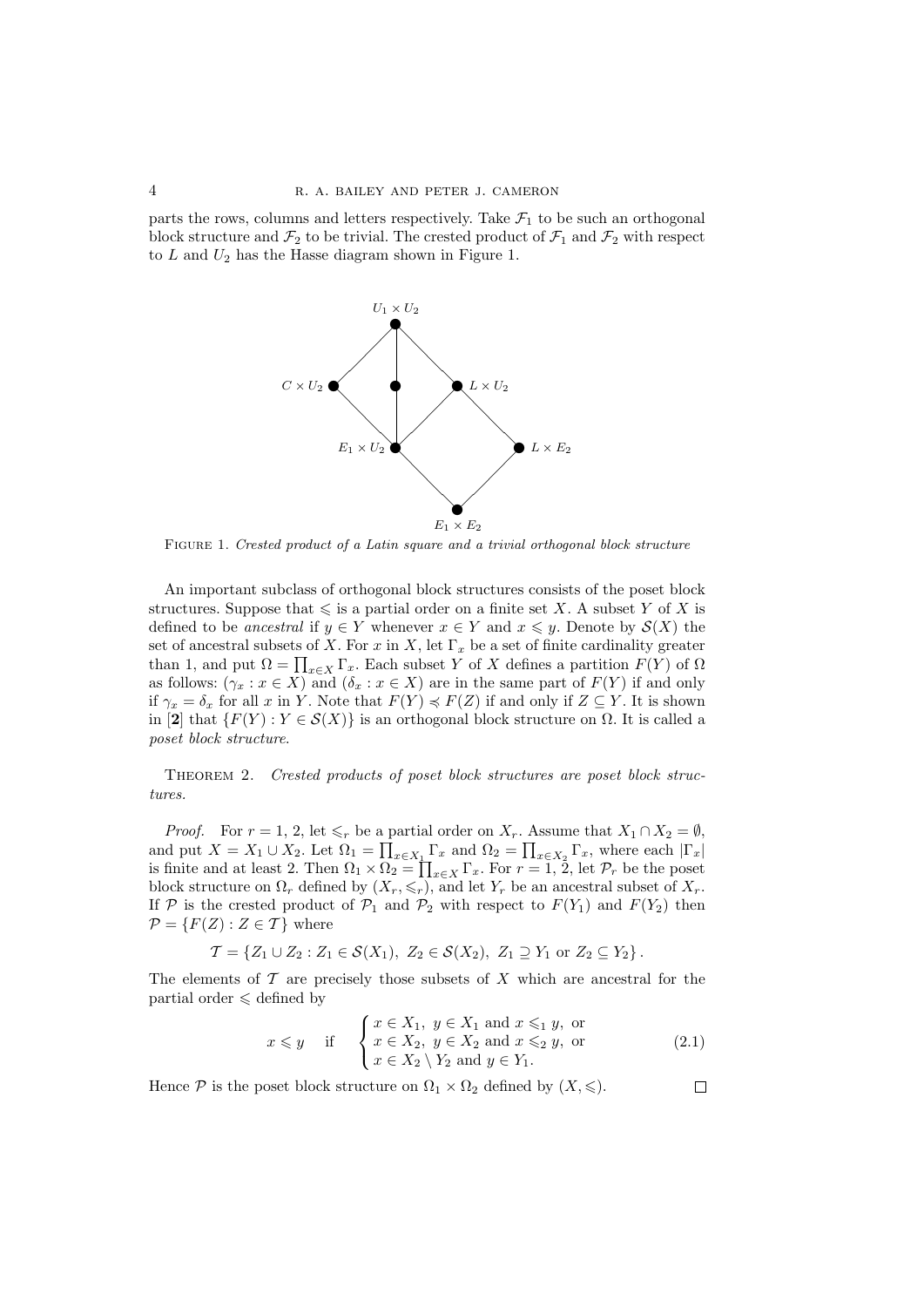parts the rows, columns and letters respectively. Take $\mathcal{F}_1$ to be such an orthogonal block structure and $\mathcal{F}_2$ to be trivial. The crested product of $\mathcal{F}_1$ and $\mathcal{F}_2$ with respect to $L$ and $U_2$ has the Hasse diagram shown in Figure 1.

FIGURE 1. *Crested product of a Latin square and a trivial orthogonal block structure*

An important subclass of orthogonal block structures consists of the poset block structures. Suppose that $\leqslant$ is a partial order on a finite set $X$. A subset $Y$ of $X$ is defined to be *ancestral* if $y \in Y$ whenever $x \in Y$ and $x \leqslant y$. Denote by $\mathcal{S}(X)$ the set of ancestral subsets of $X$. For $x$ in $X$, let $\Gamma_x$ be a set of finite cardinality greater than 1, and put $\Omega = \prod_{x \in X} \Gamma_x$. Each subset $Y$ of $X$ defines a partition $F(Y)$ of $\Omega$ as follows: $(\gamma_x : x \in X)$ and $(\delta_x : x \in X)$ are in the same part of $F(Y)$ if and only if $\gamma_x = \delta_x$ for all $x$ in $Y$. Note that $F(Y) \preccurlyeq F(Z)$ if and only if $Z \subseteq Y$. It is shown in [**2**] that $\{F(Y) : Y \in \mathcal{S}(X)\}$ is an orthogonal block structure on $\Omega$. It is called a *poset block structure*.

THEOREM 2. *Crested products of poset block structures are poset block structures.*

*Proof.* For $r = 1, 2$, let $\leqslant_r$ be a partial order on $X_r$. Assume that $X_1 \cap X_2 = \emptyset$, and put $X = X_1 \cup X_2$. Let $\Omega_1 = \prod_{x \in X_1} \Gamma_x$ and $\Omega_2 = \prod_{x \in X_2} \Gamma_x$, where each $|\Gamma_x|$ is finite and at least 2. Then $\Omega_1 \times \Omega_2 = \prod_{x \in X} \Gamma_x$. For $r = 1, 2$, let $\mathcal{P}_r$ be the poset block structure on $\Omega_r$ defined by $(X_r, \leqslant_r)$, and let $Y_r$ be an ancestral subset of $X_r$. If $\mathcal{P}$ is the crested product of $\mathcal{P}_1$ and $\mathcal{P}_2$ with respect to $F(Y_1)$ and $F(Y_2)$ then $\mathcal{P} = \{F(Z) : Z \in \mathcal{T}\}$ where

$$\mathcal{T} = \{Z_1 \cup Z_2 : Z_1 \in \mathcal{S}(X_1),\ Z_2 \in \mathcal{S}(X_2),\ Z_1 \supseteq Y_1 \text{ or } Z_2 \subseteq Y_2\}.$$

The elements of $\mathcal{T}$ are precisely those subsets of $X$ which are ancestral for the partial order $\leqslant$ defined by

$$x \leqslant y \quad \text{if} \quad \begin{cases} x \in X_1,\ y \in X_1 \text{ and } x \leqslant_1 y, \text{ or} \\ x \in X_2,\ y \in X_2 \text{ and } x \leqslant_2 y, \text{ or} \\ x \in X_2 \setminus Y_2 \text{ and } y \in Y_1. \end{cases} \tag{2.1}$$

Hence $\mathcal{P}$ is the poset block structure on $\Omega_1 \times \Omega_2$ defined by $(X, \leqslant)$. $\square$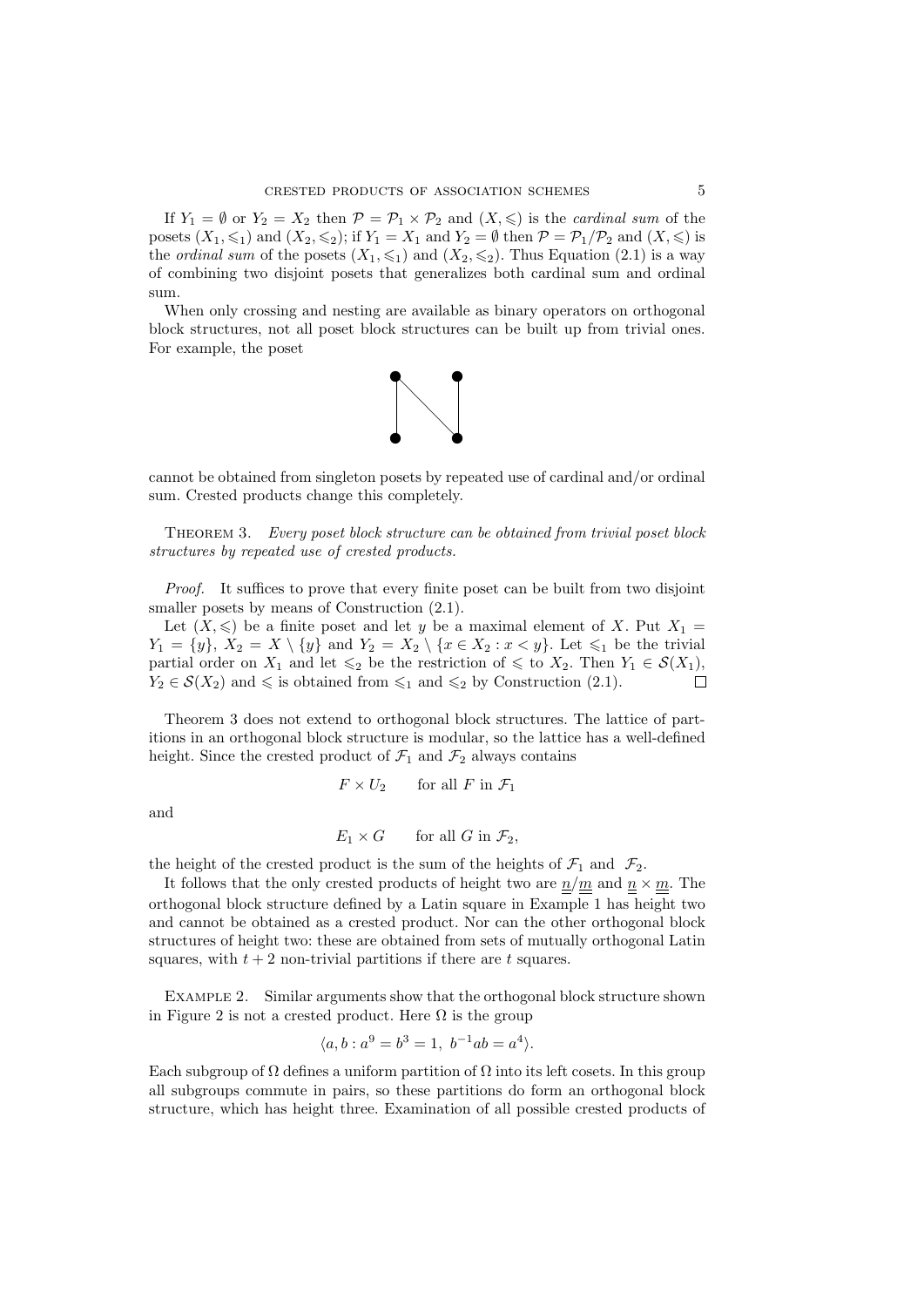If $Y_1 = \emptyset$ or $Y_2 = X_2$ then $\mathcal{P} = \mathcal{P}_1 \times \mathcal{P}_2$ and $(X, \leqslant)$ is the *cardinal sum* of the posets $(X_1, \leqslant_1)$ and $(X_2, \leqslant_2)$; if $Y_1 = X_1$ and $Y_2 = \emptyset$ then $\mathcal{P} = \mathcal{P}_1/\mathcal{P}_2$ and $(X, \leqslant)$ is the *ordinal sum* of the posets $(X_1, \leqslant_1)$ and $(X_2, \leqslant_2)$. Thus Equation (2.1) is a way of combining two disjoint posets that generalizes both cardinal sum and ordinal sum.

When only crossing and nesting are available as binary operators on orthogonal block structures, not all poset block structures can be built up from trivial ones. For example, the poset

cannot be obtained from singleton posets by repeated use of cardinal and/or ordinal sum. Crested products change this completely.

THEOREM 3. *Every poset block structure can be obtained from trivial poset block structures by repeated use of crested products.*

*Proof.* It suffices to prove that every finite poset can be built from two disjoint smaller posets by means of Construction (2.1).

Let $(X, \leqslant)$ be a finite poset and let $y$ be a maximal element of $X$. Put $X_1 = Y_1 = \{y\}$, $X_2 = X \setminus \{y\}$ and $Y_2 = X_2 \setminus \{x \in X_2 : x < y\}$. Let $\leqslant_1$ be the trivial partial order on $X_1$ and let $\leqslant_2$ be the restriction of $\leqslant$ to $X_2$. Then $Y_1 \in \mathcal{S}(X_1)$, $Y_2 \in \mathcal{S}(X_2)$ and $\leqslant$ is obtained from $\leqslant_1$ and $\leqslant_2$ by Construction (2.1). $\square$

Theorem 3 does not extend to orthogonal block structures. The lattice of partitions in an orthogonal block structure is modular, so the lattice has a well-defined height. Since the crested product of $\mathcal{F}_1$ and $\mathcal{F}_2$ always contains

$$F \times U_2 \qquad \text{for all } F \text{ in } \mathcal{F}_1$$

and

$$E_1 \times G \qquad \text{for all } G \text{ in } \mathcal{F}_2,$$

the height of the crested product is the sum of the heights of $\mathcal{F}_1$ and $\mathcal{F}_2$.

It follows that the only crested products of height two are $\underline{n}/\underline{\underline{m}}$ and $\underline{n} \times \underline{\underline{m}}$. The orthogonal block structure defined by a Latin square in Example 1 has height two and cannot be obtained as a crested product. Nor can the other orthogonal block structures of height two: these are obtained from sets of mutually orthogonal Latin squares, with $t + 2$ non-trivial partitions if there are $t$ squares.

EXAMPLE 2. Similar arguments show that the orthogonal block structure shown in Figure 2 is not a crested product. Here $\Omega$ is the group

$$\langle a, b : a^9 = b^3 = 1,\ b^{-1}ab = a^4 \rangle.$$

Each subgroup of $\Omega$ defines a uniform partition of $\Omega$ into its left cosets. In this group all subgroups commute in pairs, so these partitions do form an orthogonal block structure, which has height three. Examination of all possible crested products of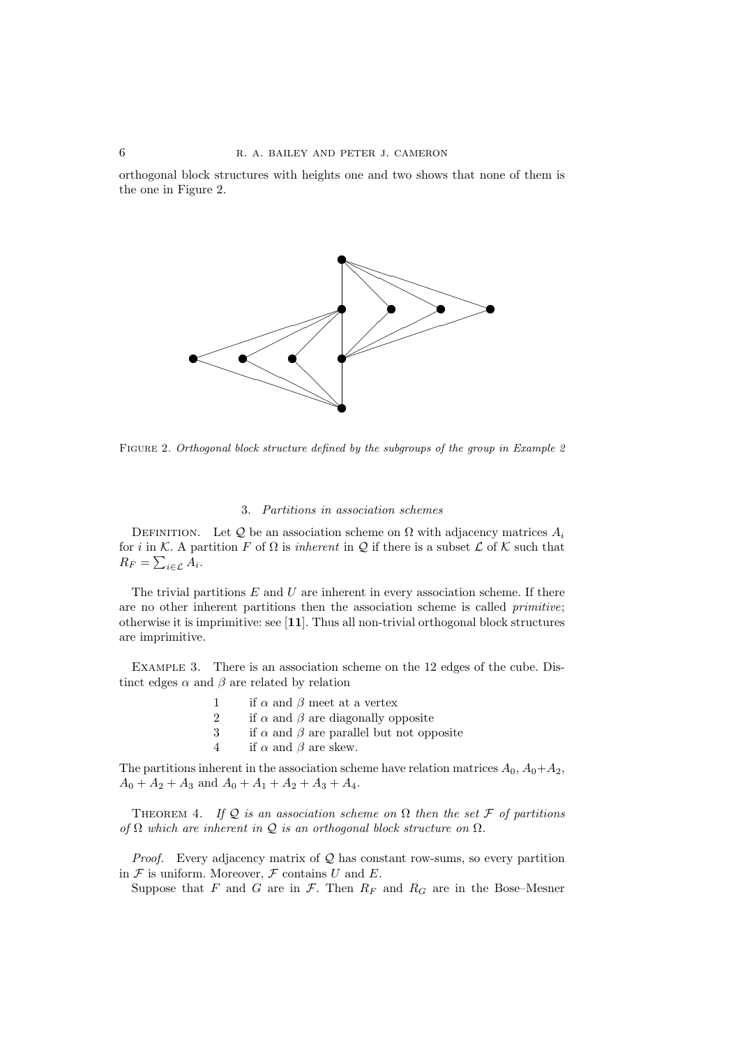orthogonal block structures with heights one and two shows that none of them is the one in Figure 2.

Figure 2. *Orthogonal block structure defined by the subgroups of the group in Example 2*

## 3. *Partitions in association schemes*

Definition. Let $\mathcal{Q}$ be an association scheme on $\Omega$ with adjacency matrices $A_i$ for $i$ in $\mathcal{K}$. A partition $F$ of $\Omega$ is *inherent* in $\mathcal{Q}$ if there is a subset $\mathcal{L}$ of $\mathcal{K}$ such that $R_F = \sum_{i \in \mathcal{L}} A_i$.

The trivial partitions $E$ and $U$ are inherent in every association scheme. If there are no other inherent partitions then the association scheme is called *primitive*; otherwise it is imprimitive: see [**11**]. Thus all non-trivial orthogonal block structures are imprimitive.

Example 3. There is an association scheme on the 12 edges of the cube. Distinct edges $\alpha$ and $\beta$ are related by relation

1 if $\alpha$ and $\beta$ meet at a vertex
2 if $\alpha$ and $\beta$ are diagonally opposite
3 if $\alpha$ and $\beta$ are parallel but not opposite
4 if $\alpha$ and $\beta$ are skew.

The partitions inherent in the association scheme have relation matrices $A_0$, $A_0+A_2$, $A_0 + A_2 + A_3$ and $A_0 + A_1 + A_2 + A_3 + A_4$.

Theorem 4. *If $\mathcal{Q}$ is an association scheme on $\Omega$ then the set $\mathcal{F}$ of partitions of $\Omega$ which are inherent in $\mathcal{Q}$ is an orthogonal block structure on $\Omega$.*

*Proof.* Every adjacency matrix of $\mathcal{Q}$ has constant row-sums, so every partition in $\mathcal{F}$ is uniform. Moreover, $\mathcal{F}$ contains $U$ and $E$.

Suppose that $F$ and $G$ are in $\mathcal{F}$. Then $R_F$ and $R_G$ are in the Bose–Mesner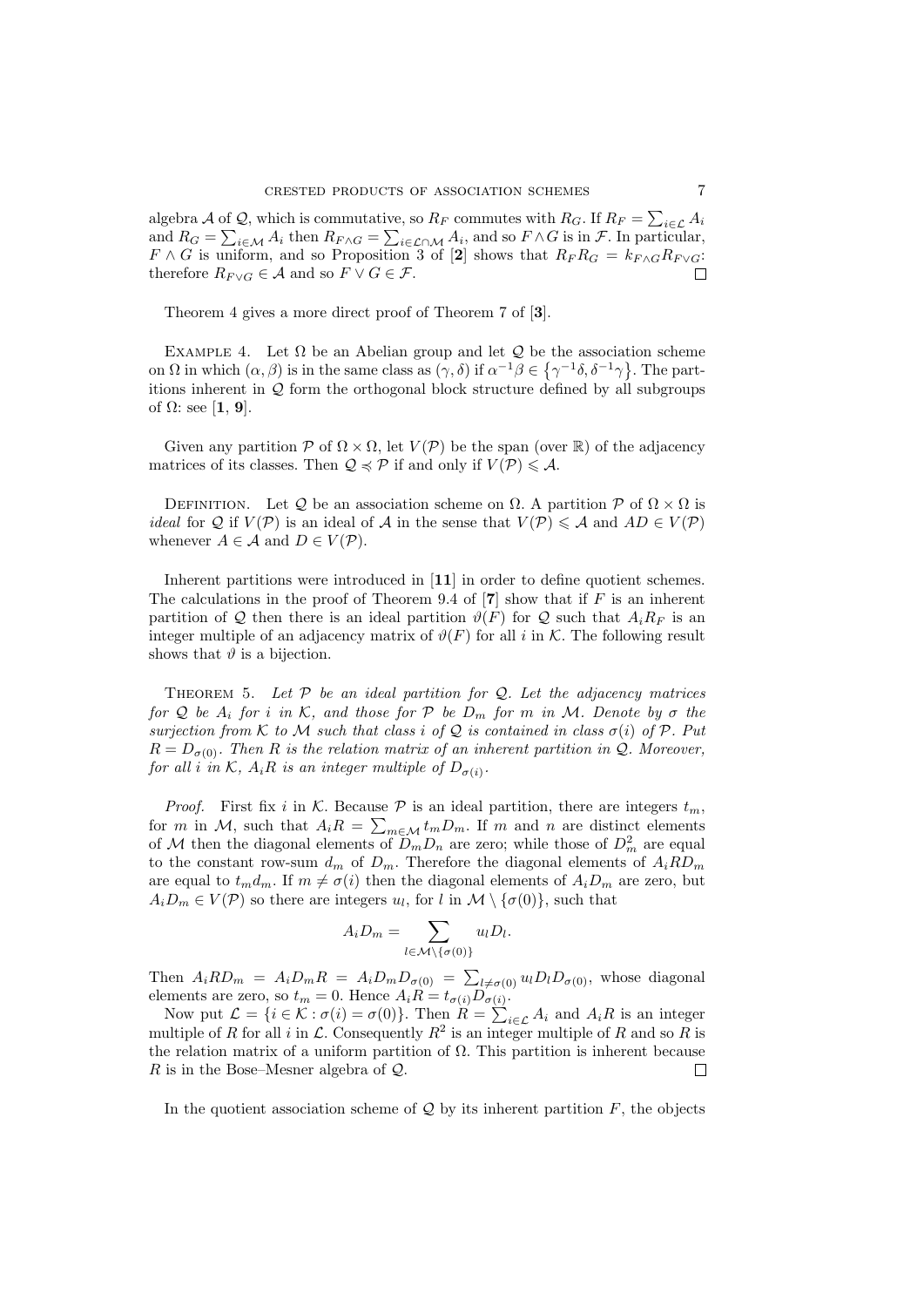algebra $\mathcal{A}$ of $\mathcal{Q}$, which is commutative, so $R_F$ commutes with $R_G$. If $R_F = \sum_{i\in\mathcal{L}} A_i$ and $R_G = \sum_{i\in\mathcal{M}} A_i$ then $R_{F\wedge G} = \sum_{i\in\mathcal{L}\cap\mathcal{M}} A_i$, and so $F \wedge G$ is in $\mathcal{F}$. In particular, $F \wedge G$ is uniform, and so Proposition 3 of [**2**] shows that $R_F R_G = k_{F\wedge G} R_{F\vee G}$: therefore $R_{F\vee G} \in \mathcal{A}$ and so $F \vee G \in \mathcal{F}$. $\square$

Theorem 4 gives a more direct proof of Theorem 7 of [**3**].

Example 4. Let $\Omega$ be an Abelian group and let $\mathcal{Q}$ be the association scheme on $\Omega$ in which $(\alpha, \beta)$ is in the same class as $(\gamma, \delta)$ if $\alpha^{-1}\beta \in \{\gamma^{-1}\delta, \delta^{-1}\gamma\}$. The partitions inherent in $\mathcal{Q}$ form the orthogonal block structure defined by all subgroups of $\Omega$: see [**1**, **9**].

Given any partition $\mathcal{P}$ of $\Omega \times \Omega$, let $V(\mathcal{P})$ be the span (over $\mathbb{R}$) of the adjacency matrices of its classes. Then $\mathcal{Q} \preccurlyeq \mathcal{P}$ if and only if $V(\mathcal{P}) \leqslant \mathcal{A}$.

Definition. Let $\mathcal{Q}$ be an association scheme on $\Omega$. A partition $\mathcal{P}$ of $\Omega \times \Omega$ is *ideal* for $\mathcal{Q}$ if $V(\mathcal{P})$ is an ideal of $\mathcal{A}$ in the sense that $V(\mathcal{P}) \leqslant \mathcal{A}$ and $AD \in V(\mathcal{P})$ whenever $A \in \mathcal{A}$ and $D \in V(\mathcal{P})$.

Inherent partitions were introduced in [**11**] in order to define quotient schemes. The calculations in the proof of Theorem 9.4 of [**7**] show that if $F$ is an inherent partition of $\mathcal{Q}$ then there is an ideal partition $\vartheta(F)$ for $\mathcal{Q}$ such that $A_i R_F$ is an integer multiple of an adjacency matrix of $\vartheta(F)$ for all $i$ in $\mathcal{K}$. The following result shows that $\vartheta$ is a bijection.

Theorem 5. *Let $\mathcal{P}$ be an ideal partition for $\mathcal{Q}$. Let the adjacency matrices for $\mathcal{Q}$ be $A_i$ for $i$ in $\mathcal{K}$, and those for $\mathcal{P}$ be $D_m$ for $m$ in $\mathcal{M}$. Denote by $\sigma$ the surjection from $\mathcal{K}$ to $\mathcal{M}$ such that class $i$ of $\mathcal{Q}$ is contained in class $\sigma(i)$ of $\mathcal{P}$. Put $R = D_{\sigma(0)}$. Then $R$ is the relation matrix of an inherent partition in $\mathcal{Q}$. Moreover, for all $i$ in $\mathcal{K}$, $A_i R$ is an integer multiple of $D_{\sigma(i)}$.*

*Proof.* First fix $i$ in $\mathcal{K}$. Because $\mathcal{P}$ is an ideal partition, there are integers $t_m$, for $m$ in $\mathcal{M}$, such that $A_i R = \sum_{m\in\mathcal{M}} t_m D_m$. If $m$ and $n$ are distinct elements of $\mathcal{M}$ then the diagonal elements of $D_m D_n$ are zero; while those of $D_m^2$ are equal to the constant row-sum $d_m$ of $D_m$. Therefore the diagonal elements of $A_i R D_m$ are equal to $t_m d_m$. If $m \neq \sigma(i)$ then the diagonal elements of $A_i D_m$ are zero, but $A_i D_m \in V(\mathcal{P})$ so there are integers $u_l$, for $l$ in $\mathcal{M} \setminus \{\sigma(0)\}$, such that

$$A_i D_m = \sum_{l\in\mathcal{M}\setminus\{\sigma(0)\}} u_l D_l.$$

Then $A_i R D_m = A_i D_m R = A_i D_m D_{\sigma(0)} = \sum_{l\neq\sigma(0)} u_l D_l D_{\sigma(0)}$, whose diagonal elements are zero, so $t_m = 0$. Hence $A_i R = t_{\sigma(i)} D_{\sigma(i)}$.

Now put $\mathcal{L} = \{i \in \mathcal{K} : \sigma(i) = \sigma(0)\}$. Then $R = \sum_{i\in\mathcal{L}} A_i$ and $A_i R$ is an integer multiple of $R$ for all $i$ in $\mathcal{L}$. Consequently $R^2$ is an integer multiple of $R$ and so $R$ is the relation matrix of a uniform partition of $\Omega$. This partition is inherent because $R$ is in the Bose–Mesner algebra of $\mathcal{Q}$. $\square$

In the quotient association scheme of $\mathcal{Q}$ by its inherent partition $F$, the objects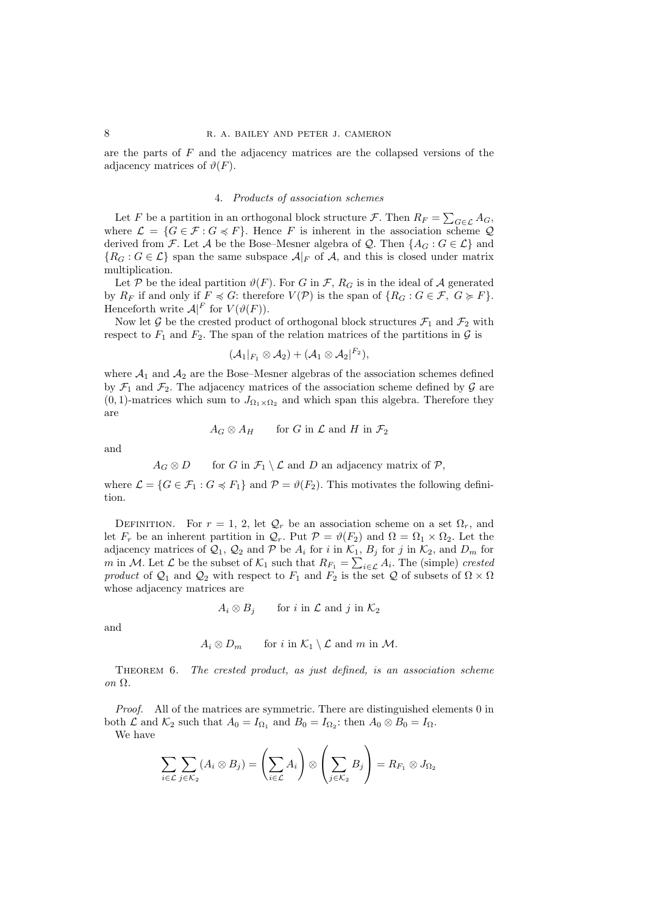are the parts of $F$ and the adjacency matrices are the collapsed versions of the adjacency matrices of $\vartheta(F)$.

## 4. *Products of association schemes*

Let $F$ be a partition in an orthogonal block structure $\mathcal{F}$. Then $R_F = \sum_{G\in\mathcal{L}} A_G$, where $\mathcal{L} = \{G \in \mathcal{F} : G \preccurlyeq F\}$. Hence $F$ is inherent in the association scheme $\mathcal{Q}$ derived from $\mathcal{F}$. Let $\mathcal{A}$ be the Bose–Mesner algebra of $\mathcal{Q}$. Then $\{A_G : G \in \mathcal{L}\}$ and $\{R_G : G \in \mathcal{L}\}$ span the same subspace $\mathcal{A}|_F$ of $\mathcal{A}$, and this is closed under matrix multiplication.

Let $\mathcal{P}$ be the ideal partition $\vartheta(F)$. For $G$ in $\mathcal{F}$, $R_G$ is in the ideal of $\mathcal{A}$ generated by $R_F$ if and only if $F \preccurlyeq G$: therefore $V(\mathcal{P})$ is the span of $\{R_G : G \in \mathcal{F},\ G \succcurlyeq F\}$. Henceforth write $\mathcal{A}|^F$ for $V(\vartheta(F))$.

Now let $\mathcal{G}$ be the crested product of orthogonal block structures $\mathcal{F}_1$ and $\mathcal{F}_2$ with respect to $F_1$ and $F_2$. The span of the relation matrices of the partitions in $\mathcal{G}$ is

$$(\mathcal{A}_1|_{F_1} \otimes \mathcal{A}_2) + (\mathcal{A}_1 \otimes \mathcal{A}_2|^{F_2}),$$

where $\mathcal{A}_1$ and $\mathcal{A}_2$ are the Bose–Mesner algebras of the association schemes defined by $\mathcal{F}_1$ and $\mathcal{F}_2$. The adjacency matrices of the association scheme defined by $\mathcal{G}$ are $(0,1)$-matrices which sum to $J_{\Omega_1\times\Omega_2}$ and which span this algebra. Therefore they are

$$A_G \otimes A_H \qquad \text{for } G \text{ in } \mathcal{L} \text{ and } H \text{ in } \mathcal{F}_2$$

and

$$A_G \otimes D \qquad \text{for } G \text{ in } \mathcal{F}_1 \setminus \mathcal{L} \text{ and } D \text{ an adjacency matrix of } \mathcal{P},$$

where $\mathcal{L} = \{G \in \mathcal{F}_1 : G \preccurlyeq F_1\}$ and $\mathcal{P} = \vartheta(F_2)$. This motivates the following definition.

Definition. For $r = 1, 2$, let $\mathcal{Q}_r$ be an association scheme on a set $\Omega_r$, and let $F_r$ be an inherent partition in $\mathcal{Q}_r$. Put $\mathcal{P} = \vartheta(F_2)$ and $\Omega = \Omega_1 \times \Omega_2$. Let the adjacency matrices of $\mathcal{Q}_1$, $\mathcal{Q}_2$ and $\mathcal{P}$ be $A_i$ for $i$ in $\mathcal{K}_1$, $B_j$ for $j$ in $\mathcal{K}_2$, and $D_m$ for $m$ in $\mathcal{M}$. Let $\mathcal{L}$ be the subset of $\mathcal{K}_1$ such that $R_{F_1} = \sum_{i\in\mathcal{L}} A_i$. The (simple) *crested product* of $\mathcal{Q}_1$ and $\mathcal{Q}_2$ with respect to $F_1$ and $F_2$ is the set $\mathcal{Q}$ of subsets of $\Omega\times\Omega$ whose adjacency matrices are

$$A_i \otimes B_j \qquad \text{for } i \text{ in } \mathcal{L} \text{ and } j \text{ in } \mathcal{K}_2$$

and

$$A_i \otimes D_m \qquad \text{for } i \text{ in } \mathcal{K}_1 \setminus \mathcal{L} \text{ and } m \text{ in } \mathcal{M}.$$

Theorem 6. *The crested product, as just defined, is an association scheme on* $\Omega$.

*Proof.* All of the matrices are symmetric. There are distinguished elements 0 in both $\mathcal{L}$ and $\mathcal{K}_2$ such that $A_0 = I_{\Omega_1}$ and $B_0 = I_{\Omega_2}$: then $A_0 \otimes B_0 = I_\Omega$.

We have

$$\sum_{i\in\mathcal{L}}\sum_{j\in\mathcal{K}_2} (A_i \otimes B_j) = \left(\sum_{i\in\mathcal{L}} A_i\right) \otimes \left(\sum_{j\in\mathcal{K}_2} B_j\right) = R_{F_1} \otimes J_{\Omega_2}$$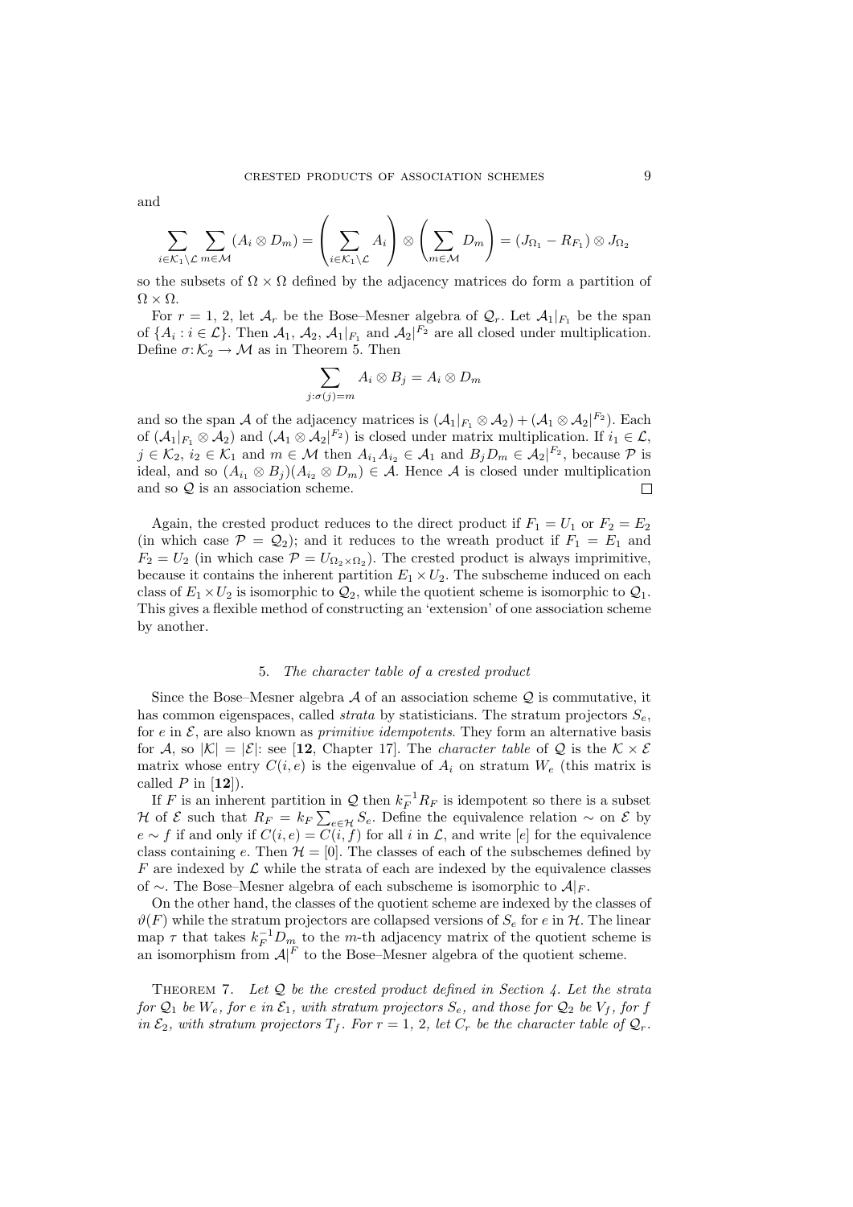and

$$\sum_{i\in\mathcal{K}_1\setminus\mathcal{L}}\sum_{m\in\mathcal{M}}(A_i\otimes D_m)=\left(\sum_{i\in\mathcal{K}_1\setminus\mathcal{L}}A_i\right)\otimes\left(\sum_{m\in\mathcal{M}}D_m\right)=(J_{\Omega_1}-R_{F_1})\otimes J_{\Omega_2}$$

so the subsets of $\Omega\times\Omega$ defined by the adjacency matrices do form a partition of $\Omega\times\Omega$.

For $r=1$, 2, let $\mathcal{A}_r$ be the Bose–Mesner algebra of $\mathcal{Q}_r$. Let $\mathcal{A}_1|_{F_1}$ be the span of $\{A_i : i\in\mathcal{L}\}$. Then $\mathcal{A}_1$, $\mathcal{A}_2$, $\mathcal{A}_1|_{F_1}$ and $\mathcal{A}_2|^{F_2}$ are all closed under multiplication. Define $\sigma\colon\mathcal{K}_2\to\mathcal{M}$ as in Theorem 5. Then

$$\sum_{j:\sigma(j)=m}A_i\otimes B_j=A_i\otimes D_m$$

and so the span $\mathcal{A}$ of the adjacency matrices is $(\mathcal{A}_1|_{F_1}\otimes\mathcal{A}_2)+(\mathcal{A}_1\otimes\mathcal{A}_2|^{F_2})$. Each of $(\mathcal{A}_1|_{F_1}\otimes\mathcal{A}_2)$ and $(\mathcal{A}_1\otimes\mathcal{A}_2|^{F_2})$ is closed under matrix multiplication. If $i_1\in\mathcal{L}$, $j\in\mathcal{K}_2$, $i_2\in\mathcal{K}_1$ and $m\in\mathcal{M}$ then $A_{i_1}A_{i_2}\in\mathcal{A}_1$ and $B_jD_m\in\mathcal{A}_2|^{F_2}$, because $\mathcal{P}$ is ideal, and so $(A_{i_1}\otimes B_j)(A_{i_2}\otimes D_m)\in\mathcal{A}$. Hence $\mathcal{A}$ is closed under multiplication and so $\mathcal{Q}$ is an association scheme. □

Again, the crested product reduces to the direct product if $F_1=U_1$ or $F_2=E_2$ (in which case $\mathcal{P}=\mathcal{Q}_2$); and it reduces to the wreath product if $F_1=E_1$ and $F_2=U_2$ (in which case $\mathcal{P}=U_{\Omega_2\times\Omega_2}$). The crested product is always imprimitive, because it contains the inherent partition $E_1\times U_2$. The subscheme induced on each class of $E_1\times U_2$ is isomorphic to $\mathcal{Q}_2$, while the quotient scheme is isomorphic to $\mathcal{Q}_1$. This gives a flexible method of constructing an 'extension' of one association scheme by another.

## 5. *The character table of a crested product*

Since the Bose–Mesner algebra $\mathcal{A}$ of an association scheme $\mathcal{Q}$ is commutative, it has common eigenspaces, called *strata* by statisticians. The stratum projectors $S_e$, for $e$ in $\mathcal{E}$, are also known as *primitive idempotents*. They form an alternative basis for $\mathcal{A}$, so $|\mathcal{K}|=|\mathcal{E}|$: see [**12**, Chapter 17]. The *character table* of $\mathcal{Q}$ is the $\mathcal{K}\times\mathcal{E}$ matrix whose entry $C(i,e)$ is the eigenvalue of $A_i$ on stratum $W_e$ (this matrix is called $P$ in [**12**]).

If $F$ is an inherent partition in $\mathcal{Q}$ then $k_F^{-1}R_F$ is idempotent so there is a subset $\mathcal{H}$ of $\mathcal{E}$ such that $R_F=k_F\sum_{e\in\mathcal{H}}S_e$. Define the equivalence relation $\sim$ on $\mathcal{E}$ by $e\sim f$ if and only if $C(i,e)=C(i,f)$ for all $i$ in $\mathcal{L}$, and write $[e]$ for the equivalence class containing $e$. Then $\mathcal{H}=[0]$. The classes of each of the subschemes defined by $F$ are indexed by $\mathcal{L}$ while the strata of each are indexed by the equivalence classes of $\sim$. The Bose–Mesner algebra of each subscheme is isomorphic to $\mathcal{A}|_F$.

On the other hand, the classes of the quotient scheme are indexed by the classes of $\vartheta(F)$ while the stratum projectors are collapsed versions of $S_e$ for $e$ in $\mathcal{H}$. The linear map $\tau$ that takes $k_F^{-1}D_m$ to the $m$-th adjacency matrix of the quotient scheme is an isomorphism from $\mathcal{A}|^F$ to the Bose–Mesner algebra of the quotient scheme.

Theorem 7. *Let $\mathcal{Q}$ be the crested product defined in Section 4. Let the strata for $\mathcal{Q}_1$ be $W_e$, for $e$ in $\mathcal{E}_1$, with stratum projectors $S_e$, and those for $\mathcal{Q}_2$ be $V_f$, for $f$ in $\mathcal{E}_2$, with stratum projectors $T_f$. For $r=1$, 2, let $C_r$ be the character table of $\mathcal{Q}_r$.*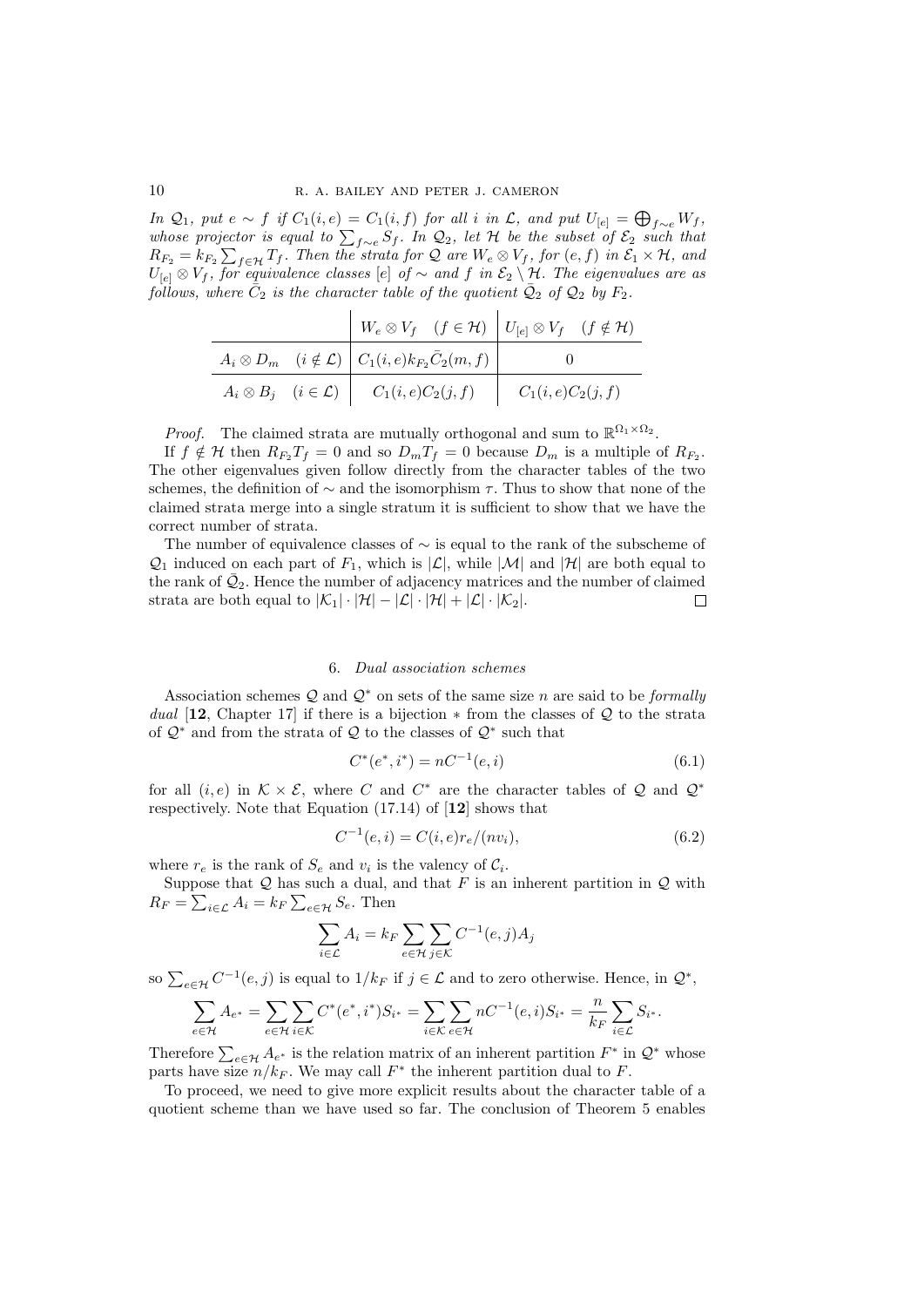*In $\mathcal{Q}_1$, put $e \sim f$ if $C_1(i,e) = C_1(i,f)$ for all $i$ in $\mathcal{L}$, and put $U_{[e]} = \bigoplus_{f\sim e} W_f$, whose projector is equal to $\sum_{f\sim e} S_f$. In $\mathcal{Q}_2$, let $\mathcal{H}$ be the subset of $\mathcal{E}_2$ such that $R_{F_2} = k_{F_2}\sum_{f\in\mathcal{H}} T_f$. Then the strata for $\mathcal{Q}$ are $W_e \otimes V_f$, for $(e,f)$ in $\mathcal{E}_1 \times \mathcal{H}$, and $U_{[e]} \otimes V_f$, for equivalence classes $[e]$ of $\sim$ and $f$ in $\mathcal{E}_2 \setminus \mathcal{H}$. The eigenvalues are as follows, where $\bar{C}_2$ is the character table of the quotient $\bar{\mathcal{Q}}_2$ of $\mathcal{Q}_2$ by $F_2$.*

| | $W_e \otimes V_f \quad (f \in \mathcal{H})$ | $U_{[e]} \otimes V_f \quad (f \notin \mathcal{H})$ |
|---|---|---|
| $A_i \otimes D_m \quad (i \notin \mathcal{L})$ | $C_1(i,e)k_{F_2}\bar{C}_2(m,f)$ | $0$ |
| $A_i \otimes B_j \quad (i \in \mathcal{L})$ | $C_1(i,e)C_2(j,f)$ | $C_1(i,e)C_2(j,f)$ |

*Proof.* The claimed strata are mutually orthogonal and sum to $\mathbb{R}^{\Omega_1\times\Omega_2}$.

If $f \notin \mathcal{H}$ then $R_{F_2}T_f = 0$ and so $D_mT_f = 0$ because $D_m$ is a multiple of $R_{F_2}$. The other eigenvalues given follow directly from the character tables of the two schemes, the definition of $\sim$ and the isomorphism $\tau$. Thus to show that none of the claimed strata merge into a single stratum it is sufficient to show that we have the correct number of strata.

The number of equivalence classes of $\sim$ is equal to the rank of the subscheme of $\mathcal{Q}_1$ induced on each part of $F_1$, which is $|\mathcal{L}|$, while $|\mathcal{M}|$ and $|\mathcal{H}|$ are both equal to the rank of $\bar{\mathcal{Q}}_2$. Hence the number of adjacency matrices and the number of claimed strata are both equal to $|\mathcal{K}_1|\cdot|\mathcal{H}| - |\mathcal{L}|\cdot|\mathcal{H}| + |\mathcal{L}|\cdot|\mathcal{K}_2|$. $\square$

## 6. *Dual association schemes*

Association schemes $\mathcal{Q}$ and $\mathcal{Q}^*$ on sets of the same size $n$ are said to be *formally dual* [**12**, Chapter 17] if there is a bijection $*$ from the classes of $\mathcal{Q}$ to the strata of $\mathcal{Q}^*$ and from the strata of $\mathcal{Q}$ to the classes of $\mathcal{Q}^*$ such that

$$C^*(e^*, i^*) = nC^{-1}(e,i) \tag{6.1}$$

for all $(i,e)$ in $\mathcal{K}\times\mathcal{E}$, where $C$ and $C^*$ are the character tables of $\mathcal{Q}$ and $\mathcal{Q}^*$ respectively. Note that Equation (17.14) of [**12**] shows that

$$C^{-1}(e,i) = C(i,e)r_e/(nv_i), \tag{6.2}$$

where $r_e$ is the rank of $S_e$ and $v_i$ is the valency of $\mathcal{C}_i$.

Suppose that $\mathcal{Q}$ has such a dual, and that $F$ is an inherent partition in $\mathcal{Q}$ with $R_F = \sum_{i\in\mathcal{L}} A_i = k_F \sum_{e\in\mathcal{H}} S_e$. Then

$$\sum_{i\in\mathcal{L}} A_i = k_F \sum_{e\in\mathcal{H}}\sum_{j\in\mathcal{K}} C^{-1}(e,j)A_j$$

so $\sum_{e\in\mathcal{H}} C^{-1}(e,j)$ is equal to $1/k_F$ if $j\in\mathcal{L}$ and to zero otherwise. Hence, in $\mathcal{Q}^*$,

$$\sum_{e\in\mathcal{H}} A_{e^*} = \sum_{e\in\mathcal{H}}\sum_{i\in\mathcal{K}} C^*(e^*,i^*)S_{i^*} = \sum_{i\in\mathcal{K}}\sum_{e\in\mathcal{H}} nC^{-1}(e,i)S_{i^*} = \frac{n}{k_F}\sum_{i\in\mathcal{L}} S_{i^*}.$$

Therefore $\sum_{e\in\mathcal{H}} A_{e^*}$ is the relation matrix of an inherent partition $F^*$ in $\mathcal{Q}^*$ whose parts have size $n/k_F$. We may call $F^*$ the inherent partition dual to $F$.

To proceed, we need to give more explicit results about the character table of a quotient scheme than we have used so far. The conclusion of Theorem 5 enables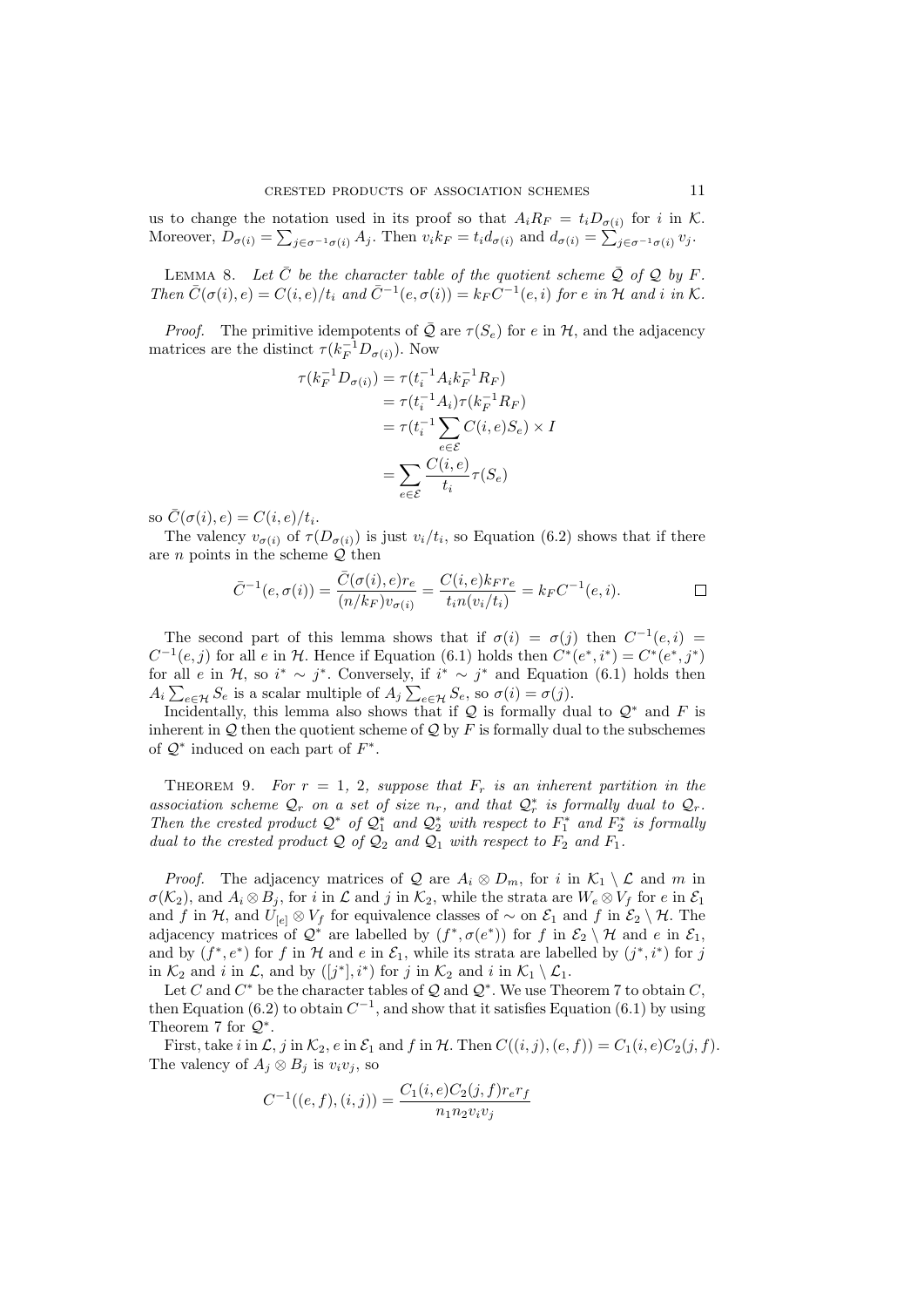us to change the notation used in its proof so that $A_iR_F = t_iD_{\sigma(i)}$ for $i$ in $\mathcal{K}$. Moreover, $D_{\sigma(i)} = \sum_{j\in\sigma^{-1}\sigma(i)} A_j$. Then $v_ik_F = t_id_{\sigma(i)}$ and $d_{\sigma(i)} = \sum_{j\in\sigma^{-1}\sigma(i)} v_j$.

Lemma 8. *Let $\bar{C}$ be the character table of the quotient scheme $\bar{\mathcal{Q}}$ of $\mathcal{Q}$ by $F$. Then $\bar{C}(\sigma(i), e) = C(i, e)/t_i$ and $\bar{C}^{-1}(e, \sigma(i)) = k_FC^{-1}(e, i)$ for $e$ in $\mathcal{H}$ and $i$ in $\mathcal{K}$.*

*Proof.* The primitive idempotents of $\bar{\mathcal{Q}}$ are $\tau(S_e)$ for $e$ in $\mathcal{H}$, and the adjacency matrices are the distinct $\tau(k_F^{-1}D_{\sigma(i)})$. Now

$$
\begin{aligned}
\tau(k_F^{-1}D_{\sigma(i)}) &= \tau(t_i^{-1}A_ik_F^{-1}R_F)\\
&= \tau(t_i^{-1}A_i)\tau(k_F^{-1}R_F)\\
&= \tau(t_i^{-1}\sum_{e\in\mathcal{E}} C(i, e)S_e) \times I\\
&= \sum_{e\in\mathcal{E}} \frac{C(i, e)}{t_i}\tau(S_e)
\end{aligned}
$$

so $\bar{C}(\sigma(i), e) = C(i, e)/t_i$.

The valency $v_{\sigma(i)}$ of $\tau(D_{\sigma(i)})$ is just $v_i/t_i$, so Equation (6.2) shows that if there are $n$ points in the scheme $\mathcal{Q}$ then

$$
\bar{C}^{-1}(e, \sigma(i)) = \frac{\bar{C}(\sigma(i), e)r_e}{(n/k_F)v_{\sigma(i)}} = \frac{C(i, e)k_Fr_e}{t_in(v_i/t_i)} = k_FC^{-1}(e, i). \qquad \square
$$

The second part of this lemma shows that if $\sigma(i) = \sigma(j)$ then $C^{-1}(e, i) = C^{-1}(e, j)$ for all $e$ in $\mathcal{H}$. Hence if Equation (6.1) holds then $C^*(e^*, i^*) = C^*(e^*, j^*)$ for all $e$ in $\mathcal{H}$, so $i^* \sim j^*$. Conversely, if $i^* \sim j^*$ and Equation (6.1) holds then $A_i\sum_{e\in\mathcal{H}} S_e$ is a scalar multiple of $A_j\sum_{e\in\mathcal{H}} S_e$, so $\sigma(i) = \sigma(j)$.

Incidentally, this lemma also shows that if $\mathcal{Q}$ is formally dual to $\mathcal{Q}^*$ and $F$ is inherent in $\mathcal{Q}$ then the quotient scheme of $\mathcal{Q}$ by $F$ is formally dual to the subschemes of $\mathcal{Q}^*$ induced on each part of $F^*$.

Theorem 9. *For $r = 1$, $2$, suppose that $F_r$ is an inherent partition in the association scheme $\mathcal{Q}_r$ on a set of size $n_r$, and that $\mathcal{Q}_r^*$ is formally dual to $\mathcal{Q}_r$. Then the crested product $\mathcal{Q}^*$ of $\mathcal{Q}_1^*$ and $\mathcal{Q}_2^*$ with respect to $F_1^*$ and $F_2^*$ is formally dual to the crested product $\mathcal{Q}$ of $\mathcal{Q}_2$ and $\mathcal{Q}_1$ with respect to $F_2$ and $F_1$.*

*Proof.* The adjacency matrices of $\mathcal{Q}$ are $A_i \otimes D_m$, for $i$ in $\mathcal{K}_1 \setminus \mathcal{L}$ and $m$ in $\sigma(\mathcal{K}_2)$, and $A_i \otimes B_j$, for $i$ in $\mathcal{L}$ and $j$ in $\mathcal{K}_2$, while the strata are $W_e \otimes V_f$ for $e$ in $\mathcal{E}_1$ and $f$ in $\mathcal{H}$, and $U_{[e]} \otimes V_f$ for equivalence classes of $\sim$ on $\mathcal{E}_1$ and $f$ in $\mathcal{E}_2 \setminus \mathcal{H}$. The adjacency matrices of $\mathcal{Q}^*$ are labelled by $(f^*, \sigma(e^*))$ for $f$ in $\mathcal{E}_2 \setminus \mathcal{H}$ and $e$ in $\mathcal{E}_1$, and by $(f^*, e^*)$ for $f$ in $\mathcal{H}$ and $e$ in $\mathcal{E}_1$, while its strata are labelled by $(j^*, i^*)$ for $j$ in $\mathcal{K}_2$ and $i$ in $\mathcal{L}$, and by $([j^*], i^*)$ for $j$ in $\mathcal{K}_2$ and $i$ in $\mathcal{K}_1 \setminus \mathcal{L}_1$.

Let $C$ and $C^*$ be the character tables of $\mathcal{Q}$ and $\mathcal{Q}^*$. We use Theorem 7 to obtain $C$, then Equation (6.2) to obtain $C^{-1}$, and show that it satisfies Equation (6.1) by using Theorem 7 for $\mathcal{Q}^*$.

First, take $i$ in $\mathcal{L}$, $j$ in $\mathcal{K}_2$, $e$ in $\mathcal{E}_1$ and $f$ in $\mathcal{H}$. Then $C((i, j), (e, f)) = C_1(i, e)C_2(j, f)$. The valency of $A_j \otimes B_j$ is $v_iv_j$, so

$$
C^{-1}((e, f), (i, j)) = \frac{C_1(i, e)C_2(j, f)r_er_f}{n_1n_2v_iv_j}
$$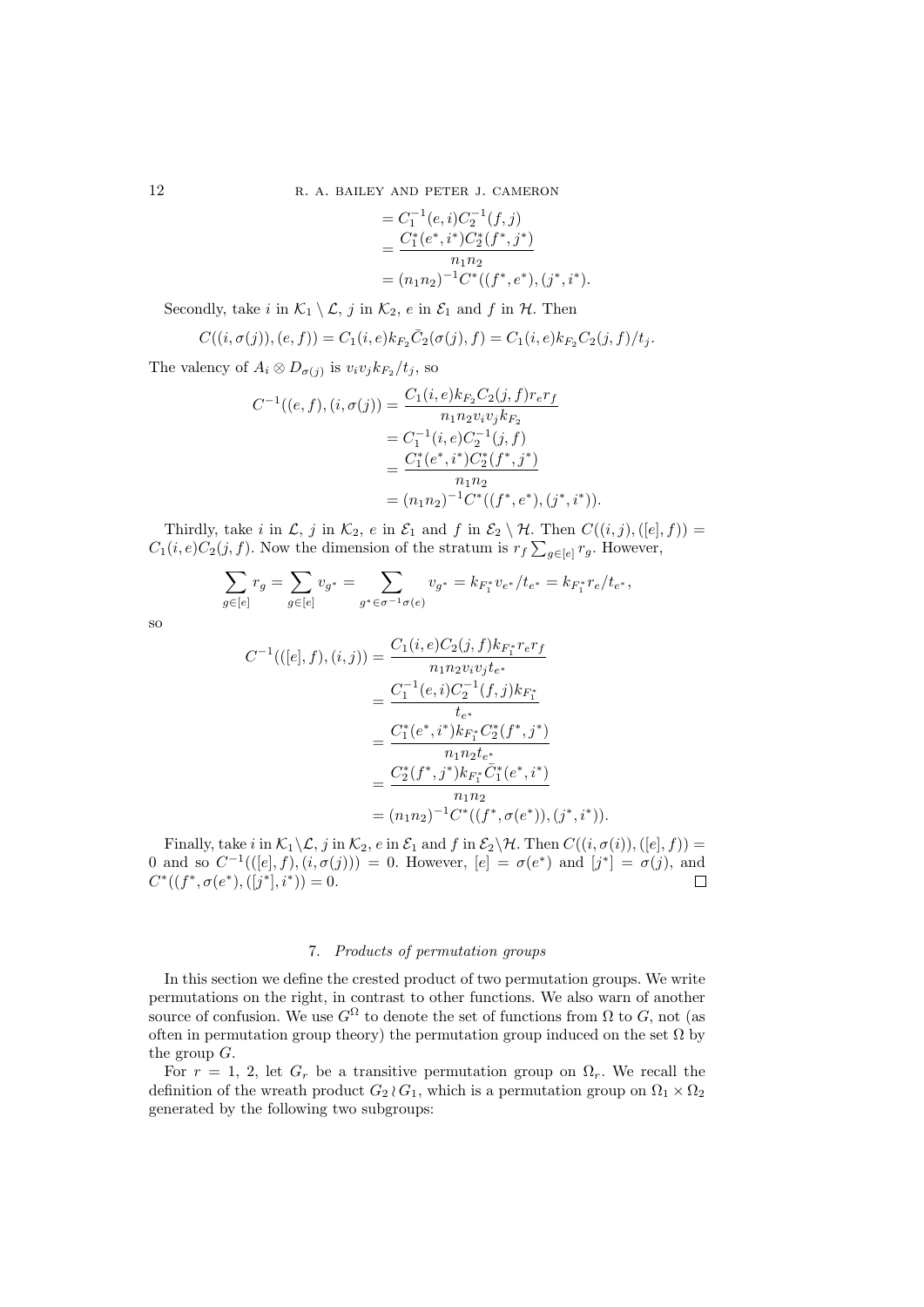$$
\begin{aligned}
&= C_1^{-1}(e,i)C_2^{-1}(f,j)\\
&= \frac{C_1^*(e^*,i^*)C_2^*(f^*,j^*)}{n_1n_2}\\
&= (n_1n_2)^{-1}C^*((f^*,e^*),(j^*,i^*)).
\end{aligned}
$$

Secondly, take $i$ in $\mathcal{K}_1 \setminus \mathcal{L}$, $j$ in $\mathcal{K}_2$, $e$ in $\mathcal{E}_1$ and $f$ in $\mathcal{H}$. Then

$$
C((i,\sigma(j)),(e,f)) = C_1(i,e)k_{F_2}\bar{C}_2(\sigma(j),f) = C_1(i,e)k_{F_2}C_2(j,f)/t_j.
$$

The valency of $A_i \otimes D_{\sigma(j)}$ is $v_iv_jk_{F_2}/t_j$, so

$$
\begin{aligned}
C^{-1}((e,f),(i,\sigma(j))) &= \frac{C_1(i,e)k_{F_2}C_2(j,f)r_er_f}{n_1n_2v_iv_jk_{F_2}}\\
&= C_1^{-1}(i,e)C_2^{-1}(j,f)\\
&= \frac{C_1^*(e^*,i^*)C_2^*(f^*,j^*)}{n_1n_2}\\
&= (n_1n_2)^{-1}C^*((f^*,e^*),(j^*,i^*)).
\end{aligned}
$$

Thirdly, take $i$ in $\mathcal{L}$, $j$ in $\mathcal{K}_2$, $e$ in $\mathcal{E}_1$ and $f$ in $\mathcal{E}_2 \setminus \mathcal{H}$. Then $C((i,j),([e],f)) = C_1(i,e)C_2(j,f)$. Now the dimension of the stratum is $r_f\sum_{g\in[e]} r_g$. However,

$$
\sum_{g\in[e]} r_g = \sum_{g\in[e]} v_{g^*} = \sum_{g^*\in\sigma^{-1}\sigma(e)} v_{g^*} = k_{F_1^*}v_{e^*}/t_{e^*} = k_{F_1^*}r_e/t_{e^*},
$$

so

$$
\begin{aligned}
C^{-1}(([e],f),(i,j)) &= \frac{C_1(i,e)C_2(j,f)k_{F_1^*}r_er_f}{n_1n_2v_iv_jt_{e^*}}\\
&= \frac{C_1^{-1}(e,i)C_2^{-1}(f,j)k_{F_1^*}}{t_{e^*}}\\
&= \frac{C_1^*(e^*,i^*)k_{F_1^*}C_2^*(f^*,j^*)}{n_1n_2t_{e^*}}\\
&= \frac{C_2^*(f^*,j^*)k_{F_1^*}\bar{C}_1^*(e^*,i^*)}{n_1n_2}\\
&= (n_1n_2)^{-1}C^*((f^*,\sigma(e^*)),(j^*,i^*)).
\end{aligned}
$$

Finally, take $i$ in $\mathcal{K}_1\setminus\mathcal{L}$, $j$ in $\mathcal{K}_2$, $e$ in $\mathcal{E}_1$ and $f$ in $\mathcal{E}_2\setminus\mathcal{H}$. Then $C((i,\sigma(i)),([e],f)) = 0$ and so $C^{-1}(([e],f),(i,\sigma(j))) = 0$. However, $[e] = \sigma(e^*)$ and $[j^*] = \sigma(j)$, and $C^*((f^*,\sigma(e^*)),([j^*],i^*)) = 0$. $\square$

## 7. *Products of permutation groups*

In this section we define the crested product of two permutation groups. We write permutations on the right, in contrast to other functions. We also warn of another source of confusion. We use $G^\Omega$ to denote the set of functions from $\Omega$ to $G$, not (as often in permutation group theory) the permutation group induced on the set $\Omega$ by the group $G$.

For $r = 1$, 2, let $G_r$ be a transitive permutation group on $\Omega_r$. We recall the definition of the wreath product $G_2 \wr G_1$, which is a permutation group on $\Omega_1 \times \Omega_2$ generated by the following two subgroups: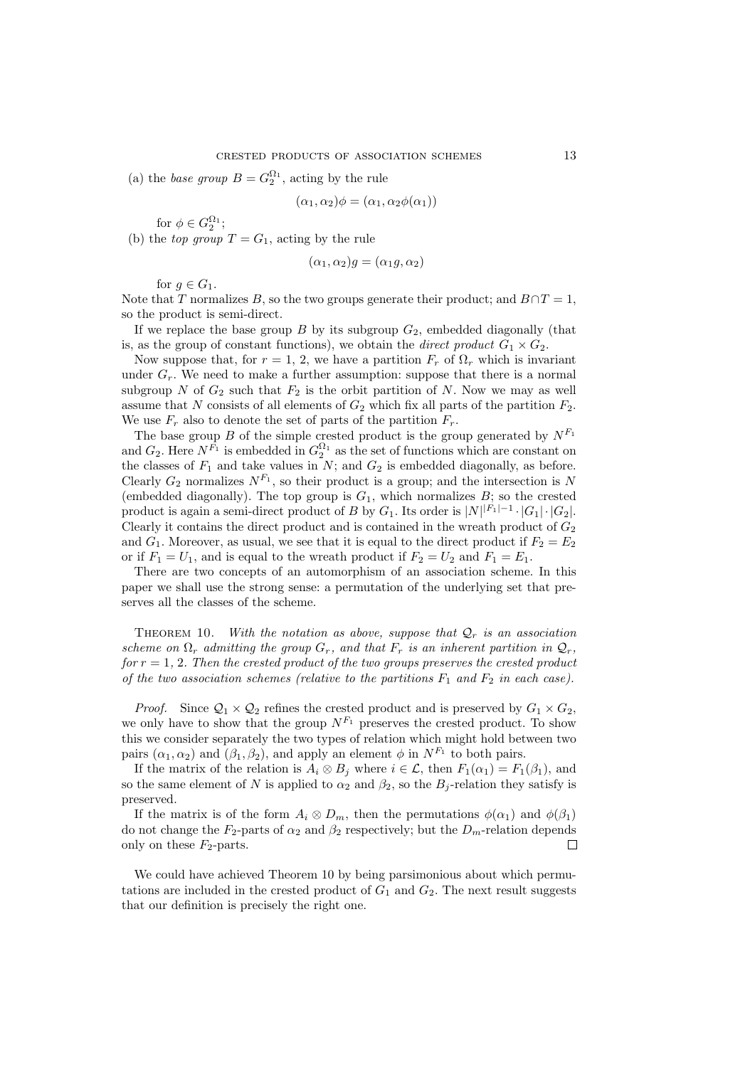(a) the *base group* $B = G_2^{\Omega_1}$, acting by the rule

$$(\alpha_1, \alpha_2)\phi = (\alpha_1, \alpha_2\phi(\alpha_1))$$

for $\phi \in G_2^{\Omega_1}$;

(b) the *top group* $T = G_1$, acting by the rule

$$(\alpha_1, \alpha_2)g = (\alpha_1 g, \alpha_2)$$

for $g \in G_1$.

Note that $T$ normalizes $B$, so the two groups generate their product; and $B \cap T = 1$, so the product is semi-direct.

If we replace the base group $B$ by its subgroup $G_2$, embedded diagonally (that is, as the group of constant functions), we obtain the *direct product* $G_1 \times G_2$.

Now suppose that, for $r = 1$, 2, we have a partition $F_r$ of $\Omega_r$ which is invariant under $G_r$. We need to make a further assumption: suppose that there is a normal subgroup $N$ of $G_2$ such that $F_2$ is the orbit partition of $N$. Now we may as well assume that $N$ consists of all elements of $G_2$ which fix all parts of the partition $F_2$. We use $F_r$ also to denote the set of parts of the partition $F_r$.

The base group $B$ of the simple crested product is the group generated by $N^{F_1}$ and $G_2$. Here $N^{F_1}$ is embedded in $G_2^{\Omega_1}$ as the set of functions which are constant on the classes of $F_1$ and take values in $N$; and $G_2$ is embedded diagonally, as before. Clearly $G_2$ normalizes $N^{F_1}$, so their product is a group; and the intersection is $N$ (embedded diagonally). The top group is $G_1$, which normalizes $B$; so the crested product is again a semi-direct product of $B$ by $G_1$. Its order is $|N|^{|F_1|-1} \cdot |G_1| \cdot |G_2|$. Clearly it contains the direct product and is contained in the wreath product of $G_2$ and $G_1$. Moreover, as usual, we see that it is equal to the direct product if $F_2 = E_2$ or if $F_1 = U_1$, and is equal to the wreath product if $F_2 = U_2$ and $F_1 = E_1$.

There are two concepts of an automorphism of an association scheme. In this paper we shall use the strong sense: a permutation of the underlying set that preserves all the classes of the scheme.

Theorem 10. *With the notation as above, suppose that $\mathcal{Q}_r$ is an association scheme on $\Omega_r$ admitting the group $G_r$, and that $F_r$ is an inherent partition in $\mathcal{Q}_r$, for $r = 1$, 2. Then the crested product of the two groups preserves the crested product of the two association schemes (relative to the partitions $F_1$ and $F_2$ in each case).*

*Proof.* Since $\mathcal{Q}_1 \times \mathcal{Q}_2$ refines the crested product and is preserved by $G_1 \times G_2$, we only have to show that the group $N^{F_1}$ preserves the crested product. To show this we consider separately the two types of relation which might hold between two pairs $(\alpha_1, \alpha_2)$ and $(\beta_1, \beta_2)$, and apply an element $\phi$ in $N^{F_1}$ to both pairs.

If the matrix of the relation is $A_i \otimes B_j$ where $i \in \mathcal{L}$, then $F_1(\alpha_1) = F_1(\beta_1)$, and so the same element of $N$ is applied to $\alpha_2$ and $\beta_2$, so the $B_j$-relation they satisfy is preserved.

If the matrix is of the form $A_i \otimes D_m$, then the permutations $\phi(\alpha_1)$ and $\phi(\beta_1)$ do not change the $F_2$-parts of $\alpha_2$ and $\beta_2$ respectively; but the $D_m$-relation depends only on these $F_2$-parts. □

We could have achieved Theorem 10 by being parsimonious about which permutations are included in the crested product of $G_1$ and $G_2$. The next result suggests that our definition is precisely the right one.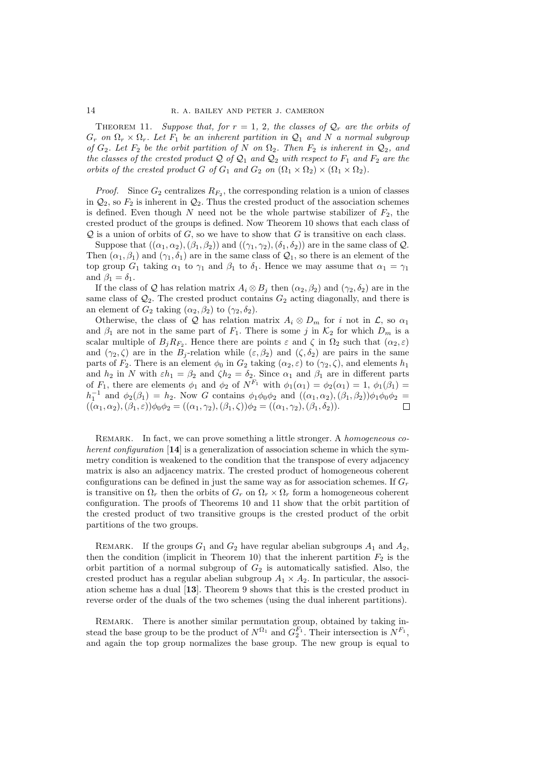THEOREM 11. *Suppose that, for $r = 1, 2$, the classes of $\mathcal{Q}_r$ are the orbits of $G_r$ on $\Omega_r \times \Omega_r$. Let $F_1$ be an inherent partition in $\mathcal{Q}_1$ and $N$ a normal subgroup of $G_2$. Let $F_2$ be the orbit partition of $N$ on $\Omega_2$. Then $F_2$ is inherent in $\mathcal{Q}_2$, and the classes of the crested product $\mathcal{Q}$ of $\mathcal{Q}_1$ and $\mathcal{Q}_2$ with respect to $F_1$ and $F_2$ are the orbits of the crested product $G$ of $G_1$ and $G_2$ on $(\Omega_1 \times \Omega_2) \times (\Omega_1 \times \Omega_2)$.*

*Proof.* Since $G_2$ centralizes $R_{F_2}$, the corresponding relation is a union of classes in $\mathcal{Q}_2$, so $F_2$ is inherent in $\mathcal{Q}_2$. Thus the crested product of the association schemes is defined. Even though $N$ need not be the whole partwise stabilizer of $F_2$, the crested product of the groups is defined. Now Theorem 10 shows that each class of $\mathcal{Q}$ is a union of orbits of $G$, so we have to show that $G$ is transitive on each class.

Suppose that $((\alpha_1, \alpha_2), (\beta_1, \beta_2))$ and $((\gamma_1, \gamma_2), (\delta_1, \delta_2))$ are in the same class of $\mathcal{Q}$. Then $(\alpha_1, \beta_1)$ and $(\gamma_1, \delta_1)$ are in the same class of $\mathcal{Q}_1$, so there is an element of the top group $G_1$ taking $\alpha_1$ to $\gamma_1$ and $\beta_1$ to $\delta_1$. Hence we may assume that $\alpha_1 = \gamma_1$ and $\beta_1 = \delta_1$.

If the class of $\mathcal{Q}$ has relation matrix $A_i \otimes B_j$ then $(\alpha_2, \beta_2)$ and $(\gamma_2, \delta_2)$ are in the same class of $\mathcal{Q}_2$. The crested product contains $G_2$ acting diagonally, and there is an element of $G_2$ taking $(\alpha_2, \beta_2)$ to $(\gamma_2, \delta_2)$.

Otherwise, the class of $\mathcal{Q}$ has relation matrix $A_i \otimes D_m$ for $i$ not in $\mathcal{L}$, so $\alpha_1$ and $\beta_1$ are not in the same part of $F_1$. There is some $j$ in $\mathcal{K}_2$ for which $D_m$ is a scalar multiple of $B_j R_{F_2}$. Hence there are points $\varepsilon$ and $\zeta$ in $\Omega_2$ such that $(\alpha_2, \varepsilon)$ and $(\gamma_2, \zeta)$ are in the $B_j$-relation while $(\varepsilon, \beta_2)$ and $(\zeta, \delta_2)$ are pairs in the same parts of $F_2$. There is an element $\phi_0$ in $G_2$ taking $(\alpha_2, \varepsilon)$ to $(\gamma_2, \zeta)$, and elements $h_1$ and $h_2$ in $N$ with $\varepsilon h_1 = \beta_2$ and $\zeta h_2 = \delta_2$. Since $\alpha_1$ and $\beta_1$ are in different parts of $F_1$, there are elements $\phi_1$ and $\phi_2$ of $N^{F_1}$ with $\phi_1(\alpha_1) = \phi_2(\alpha_1) = 1$, $\phi_1(\beta_1) = h_1^{-1}$ and $\phi_2(\beta_1) = h_2$. Now $G$ contains $\phi_1\phi_0\phi_2$ and $((\alpha_1, \alpha_2), (\beta_1, \beta_2))\phi_1\phi_0\phi_2 = ((\alpha_1, \alpha_2), (\beta_1, \varepsilon))\phi_0\phi_2 = ((\alpha_1, \gamma_2), (\beta_1, \zeta))\phi_2 = ((\alpha_1, \gamma_2), (\beta_1, \delta_2))$. $\square$

REMARK. In fact, we can prove something a little stronger. A *homogeneous coherent configuration* [**14**] is a generalization of association scheme in which the symmetry condition is weakened to the condition that the transpose of every adjacency matrix is also an adjacency matrix. The crested product of homogeneous coherent configurations can be defined in just the same way as for association schemes. If $G_r$ is transitive on $\Omega_r$ then the orbits of $G_r$ on $\Omega_r \times \Omega_r$ form a homogeneous coherent configuration. The proofs of Theorems 10 and 11 show that the orbit partition of the crested product of two transitive groups is the crested product of the orbit partitions of the two groups.

REMARK. If the groups $G_1$ and $G_2$ have regular abelian subgroups $A_1$ and $A_2$, then the condition (implicit in Theorem 10) that the inherent partition $F_2$ is the orbit partition of a normal subgroup of $G_2$ is automatically satisfied. Also, the crested product has a regular abelian subgroup $A_1 \times A_2$. In particular, the association scheme has a dual [**13**]. Theorem 9 shows that this is the crested product in reverse order of the duals of the two schemes (using the dual inherent partitions).

REMARK. There is another similar permutation group, obtained by taking instead the base group to be the product of $N^{\Omega_1}$ and $G_2^{F_1}$. Their intersection is $N^{F_1}$, and again the top group normalizes the base group. The new group is equal to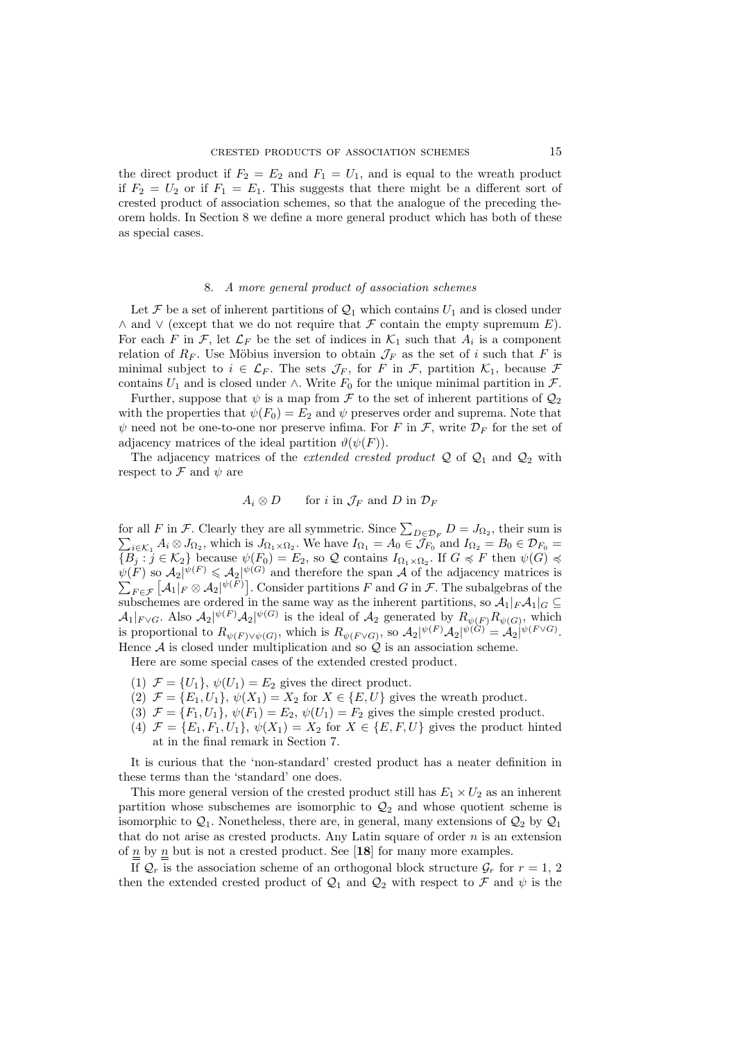the direct product if $F_2 = E_2$ and $F_1 = U_1$, and is equal to the wreath product if $F_2 = U_2$ or if $F_1 = E_1$. This suggests that there might be a different sort of crested product of association schemes, so that the analogue of the preceding theorem holds. In Section 8 we define a more general product which has both of these as special cases.

## 8. *A more general product of association schemes*

Let $\mathcal{F}$ be a set of inherent partitions of $\mathcal{Q}_1$ which contains $U_1$ and is closed under $\wedge$ and $\vee$ (except that we do not require that $\mathcal{F}$ contain the empty supremum $E$). For each $F$ in $\mathcal{F}$, let $\mathcal{L}_F$ be the set of indices in $\mathcal{K}_1$ such that $A_i$ is a component relation of $R_F$. Use Möbius inversion to obtain $\mathcal{J}_F$ as the set of $i$ such that $F$ is minimal subject to $i \in \mathcal{L}_F$. The sets $\mathcal{J}_F$, for $F$ in $\mathcal{F}$, partition $\mathcal{K}_1$, because $\mathcal{F}$ contains $U_1$ and is closed under $\wedge$. Write $F_0$ for the unique minimal partition in $\mathcal{F}$.

Further, suppose that $\psi$ is a map from $\mathcal{F}$ to the set of inherent partitions of $\mathcal{Q}_2$ with the properties that $\psi(F_0) = E_2$ and $\psi$ preserves order and suprema. Note that $\psi$ need not be one-to-one nor preserve infima. For $F$ in $\mathcal{F}$, write $\mathcal{D}_F$ for the set of adjacency matrices of the ideal partition $\vartheta(\psi(F))$.

The adjacency matrices of the *extended crested product* $\mathcal{Q}$ of $\mathcal{Q}_1$ and $\mathcal{Q}_2$ with respect to $\mathcal{F}$ and $\psi$ are

$$A_i \otimes D \qquad \text{for } i \text{ in } \mathcal{J}_F \text{ and } D \text{ in } \mathcal{D}_F$$

for all $F$ in $\mathcal{F}$. Clearly they are all symmetric. Since $\sum_{D\in\mathcal{D}_F} D = J_{\Omega_2}$, their sum is $\sum_{i\in\mathcal{K}_1} A_i \otimes J_{\Omega_2}$, which is $J_{\Omega_1\times\Omega_2}$. We have $I_{\Omega_1} = A_0 \in \mathcal{J}_{F_0}$ and $I_{\Omega_2} = B_0 \in \mathcal{D}_{F_0} = \{B_j : j \in \mathcal{K}_2\}$ because $\psi(F_0) = E_2$, so $\mathcal{Q}$ contains $I_{\Omega_1\times\Omega_2}$. If $G \preccurlyeq F$ then $\psi(G) \preccurlyeq \psi(F)$ so $\mathcal{A}_2|^{\psi(F)} \leqslant \mathcal{A}_2|^{\psi(G)}$ and therefore the span $\mathcal{A}$ of the adjacency matrices is $\sum_{F\in\mathcal{F}} \left[\mathcal{A}_1|_F \otimes \mathcal{A}_2|^{\psi(F)}\right]$. Consider partitions $F$ and $G$ in $\mathcal{F}$. The subalgebras of the subschemes are ordered in the same way as the inherent partitions, so $\mathcal{A}_1|_F\mathcal{A}_1|_G \subseteq \mathcal{A}_1|_{F\vee G}$. Also $\mathcal{A}_2|^{\psi(F)}\mathcal{A}_2|^{\psi(G)}$ is the ideal of $\mathcal{A}_2$ generated by $R_{\psi(F)}R_{\psi(G)}$, which is proportional to $R_{\psi(F)\vee\psi(G)}$, which is $R_{\psi(F\vee G)}$, so $\mathcal{A}_2|^{\psi(F)}\mathcal{A}_2|^{\psi(G)} = \mathcal{A}_2|^{\psi(F\vee G)}$. Hence $\mathcal{A}$ is closed under multiplication and so $\mathcal{Q}$ is an association scheme.

Here are some special cases of the extended crested product.

1. $\mathcal{F} = \{U_1\}$, $\psi(U_1) = E_2$ gives the direct product.
2. $\mathcal{F} = \{E_1, U_1\}$, $\psi(X_1) = X_2$ for $X \in \{E, U\}$ gives the wreath product.
3. $\mathcal{F} = \{F_1, U_1\}$, $\psi(F_1) = E_2$, $\psi(U_1) = F_2$ gives the simple crested product.
4. $\mathcal{F} = \{E_1, F_1, U_1\}$, $\psi(X_1) = X_2$ for $X \in \{E, F, U\}$ gives the product hinted at in the final remark in Section 7.

It is curious that the 'non-standard' crested product has a neater definition in these terms than the 'standard' one does.

This more general version of the crested product still has $E_1 \times U_2$ as an inherent partition whose subschemes are isomorphic to $\mathcal{Q}_2$ and whose quotient scheme is isomorphic to $\mathcal{Q}_1$. Nonetheless, there are, in general, many extensions of $\mathcal{Q}_2$ by $\mathcal{Q}_1$ that do not arise as crested products. Any Latin square of order $n$ is an extension of $\underline{\underline{n}}$ by $\underline{\underline{n}}$ but is not a crested product. See [**18**] for many more examples.

If $\mathcal{Q}_r$ is the association scheme of an orthogonal block structure $\mathcal{G}_r$ for $r = 1, 2$ then the extended crested product of $\mathcal{Q}_1$ and $\mathcal{Q}_2$ with respect to $\mathcal{F}$ and $\psi$ is the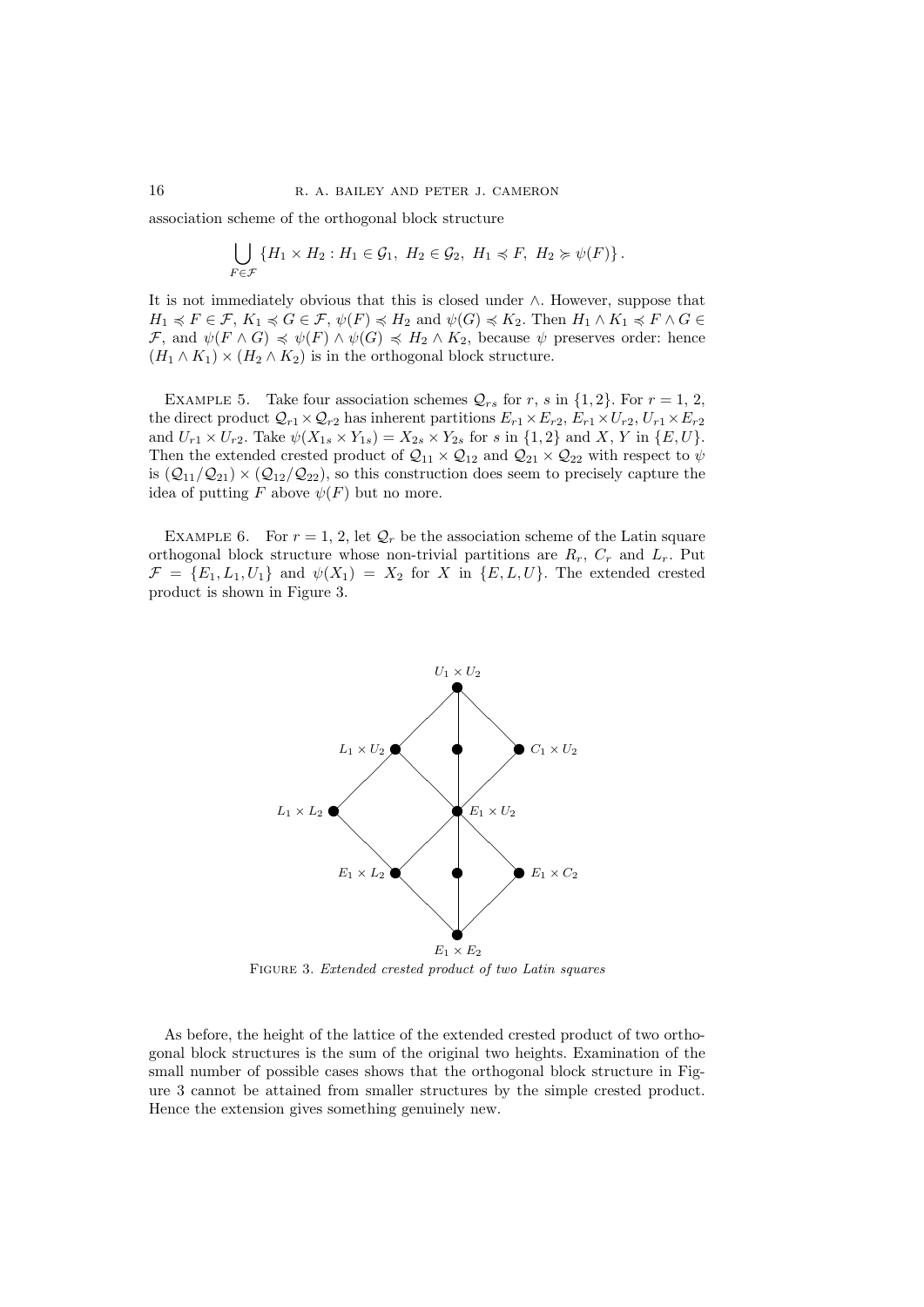association scheme of the orthogonal block structure

$$\bigcup_{F\in\mathcal{F}} \{H_1 \times H_2 : H_1 \in \mathcal{G}_1,\ H_2 \in \mathcal{G}_2,\ H_1 \preccurlyeq F,\ H_2 \succcurlyeq \psi(F)\}.$$

It is not immediately obvious that this is closed under $\wedge$. However, suppose that $H_1 \preccurlyeq F \in \mathcal{F}$, $K_1 \preccurlyeq G \in \mathcal{F}$, $\psi(F) \preccurlyeq H_2$ and $\psi(G) \preccurlyeq K_2$. Then $H_1 \wedge K_1 \preccurlyeq F \wedge G \in \mathcal{F}$, and $\psi(F \wedge G) \preccurlyeq \psi(F) \wedge \psi(G) \preccurlyeq H_2 \wedge K_2$, because $\psi$ preserves order: hence $(H_1 \wedge K_1) \times (H_2 \wedge K_2)$ is in the orthogonal block structure.

Example 5. Take four association schemes $\mathcal{Q}_{rs}$ for $r$, $s$ in $\{1, 2\}$. For $r = 1$, 2, the direct product $\mathcal{Q}_{r1} \times \mathcal{Q}_{r2}$ has inherent partitions $E_{r1} \times E_{r2}$, $E_{r1} \times U_{r2}$, $U_{r1} \times E_{r2}$ and $U_{r1} \times U_{r2}$. Take $\psi(X_{1s} \times Y_{1s}) = X_{2s} \times Y_{2s}$ for $s$ in $\{1, 2\}$ and $X$, $Y$ in $\{E, U\}$. Then the extended crested product of $\mathcal{Q}_{11} \times \mathcal{Q}_{12}$ and $\mathcal{Q}_{21} \times \mathcal{Q}_{22}$ with respect to $\psi$ is $(\mathcal{Q}_{11}/\mathcal{Q}_{21}) \times (\mathcal{Q}_{12}/\mathcal{Q}_{22})$, so this construction does seem to precisely capture the idea of putting $F$ above $\psi(F)$ but no more.

Example 6. For $r = 1$, 2, let $\mathcal{Q}_r$ be the association scheme of the Latin square orthogonal block structure whose non-trivial partitions are $R_r$, $C_r$ and $L_r$. Put $\mathcal{F} = \{E_1, L_1, U_1\}$ and $\psi(X_1) = X_2$ for $X$ in $\{E, L, U\}$. The extended crested product is shown in Figure 3.

Figure 3. *Extended crested product of two Latin squares*

As before, the height of the lattice of the extended crested product of two orthogonal block structures is the sum of the original two heights. Examination of the small number of possible cases shows that the orthogonal block structure in Figure 3 cannot be attained from smaller structures by the simple crested product. Hence the extension gives something genuinely new.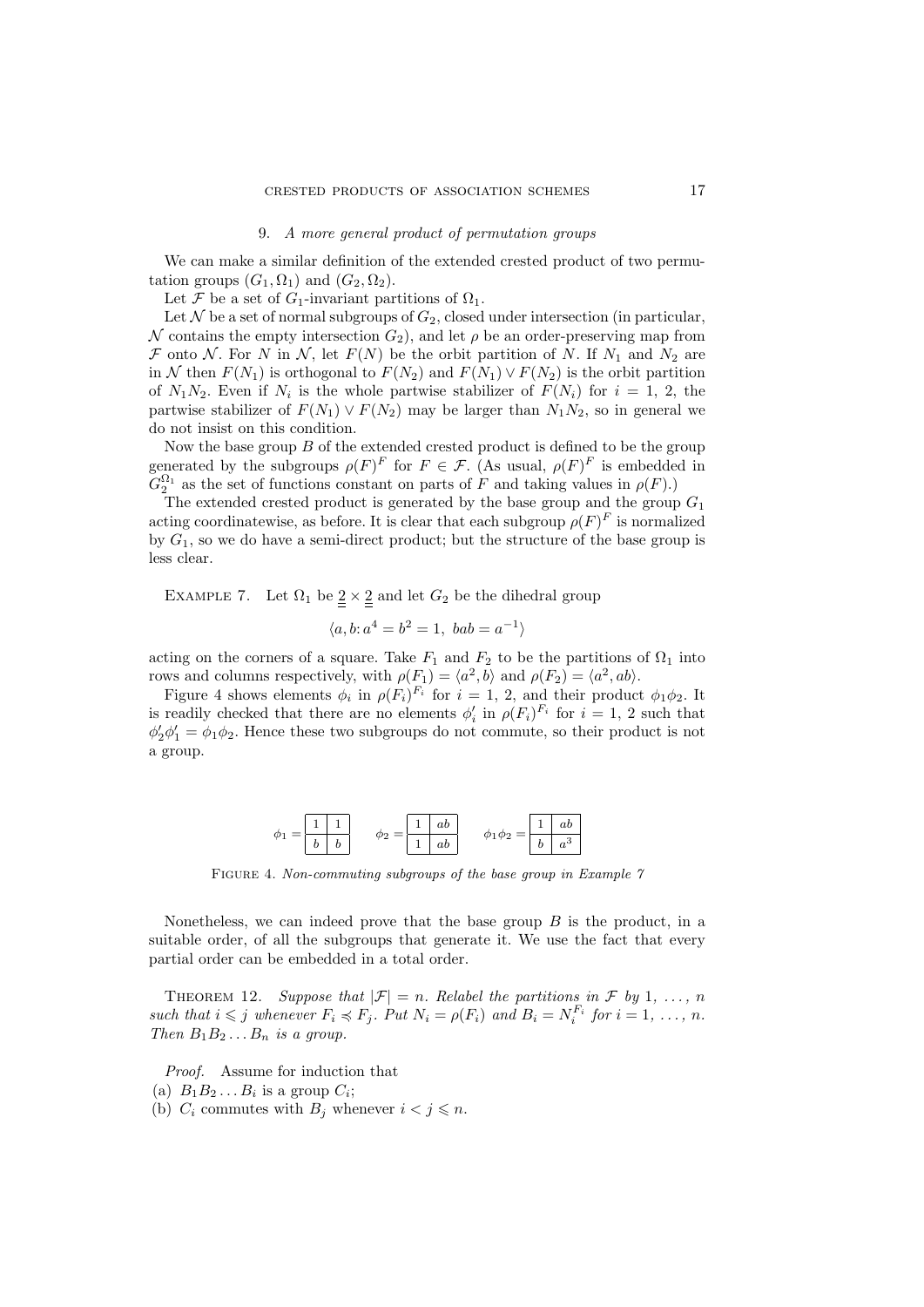## 9. *A more general product of permutation groups*

We can make a similar definition of the extended crested product of two permutation groups $(G_1, \Omega_1)$ and $(G_2, \Omega_2)$.

Let $\mathcal{F}$ be a set of $G_1$-invariant partitions of $\Omega_1$.

Let $\mathcal{N}$ be a set of normal subgroups of $G_2$, closed under intersection (in particular, $\mathcal{N}$ contains the empty intersection $G_2$), and let $\rho$ be an order-preserving map from $\mathcal{F}$ onto $\mathcal{N}$. For $N$ in $\mathcal{N}$, let $F(N)$ be the orbit partition of $N$. If $N_1$ and $N_2$ are in $\mathcal{N}$ then $F(N_1)$ is orthogonal to $F(N_2)$ and $F(N_1) \vee F(N_2)$ is the orbit partition of $N_1N_2$. Even if $N_i$ is the whole partwise stabilizer of $F(N_i)$ for $i = 1, 2$, the partwise stabilizer of $F(N_1) \vee F(N_2)$ may be larger than $N_1N_2$, so in general we do not insist on this condition.

Now the base group $B$ of the extended crested product is defined to be the group generated by the subgroups $\rho(F)^F$ for $F \in \mathcal{F}$. (As usual, $\rho(F)^F$ is embedded in $G_2^{\Omega_1}$ as the set of functions constant on parts of $F$ and taking values in $\rho(F)$.)

The extended crested product is generated by the base group and the group $G_1$ acting coordinatewise, as before. It is clear that each subgroup $\rho(F)^F$ is normalized by $G_1$, so we do have a semi-direct product; but the structure of the base group is less clear.

Example 7. Let $\Omega_1$ be $\underline{\underline{2}} \times \underline{\underline{2}}$ and let $G_2$ be the dihedral group

$$\langle a, b \colon a^4 = b^2 = 1,\ bab = a^{-1} \rangle$$

acting on the corners of a square. Take $F_1$ and $F_2$ to be the partitions of $\Omega_1$ into rows and columns respectively, with $\rho(F_1) = \langle a^2, b\rangle$ and $\rho(F_2) = \langle a^2, ab\rangle$.

Figure 4 shows elements $\phi_i$ in $\rho(F_i)^{F_i}$ for $i = 1, 2$, and their product $\phi_1\phi_2$. It is readily checked that there are no elements $\phi_i'$ in $\rho(F_i)^{F_i}$ for $i = 1, 2$ such that $\phi_2'\phi_1' = \phi_1\phi_2$. Hence these two subgroups do not commute, so their product is not a group.

$\phi_1 =$

| 1 | 1 |
|---|---|
| $b$ | $b$ |

$\phi_2 =$

| 1 | $ab$ |
|---|---|
| 1 | $ab$ |

$\phi_1\phi_2 =$

| 1 | $ab$ |
|---|---|
| $b$ | $a^3$ |

Figure 4. *Non-commuting subgroups of the base group in Example 7*

Nonetheless, we can indeed prove that the base group $B$ is the product, in a suitable order, of all the subgroups that generate it. We use the fact that every partial order can be embedded in a total order.

Theorem 12. *Suppose that $|\mathcal{F}| = n$. Relabel the partitions in $\mathcal{F}$ by $1, \ldots, n$ such that $i \leqslant j$ whenever $F_i \preccurlyeq F_j$. Put $N_i = \rho(F_i)$ and $B_i = N_i^{F_i}$ for $i = 1, \ldots, n$. Then $B_1B_2 \ldots B_n$ is a group.*

*Proof.* Assume for induction that

(a) $B_1B_2 \ldots B_i$ is a group $C_i$;

(b) $C_i$ commutes with $B_j$ whenever $i < j \leqslant n$.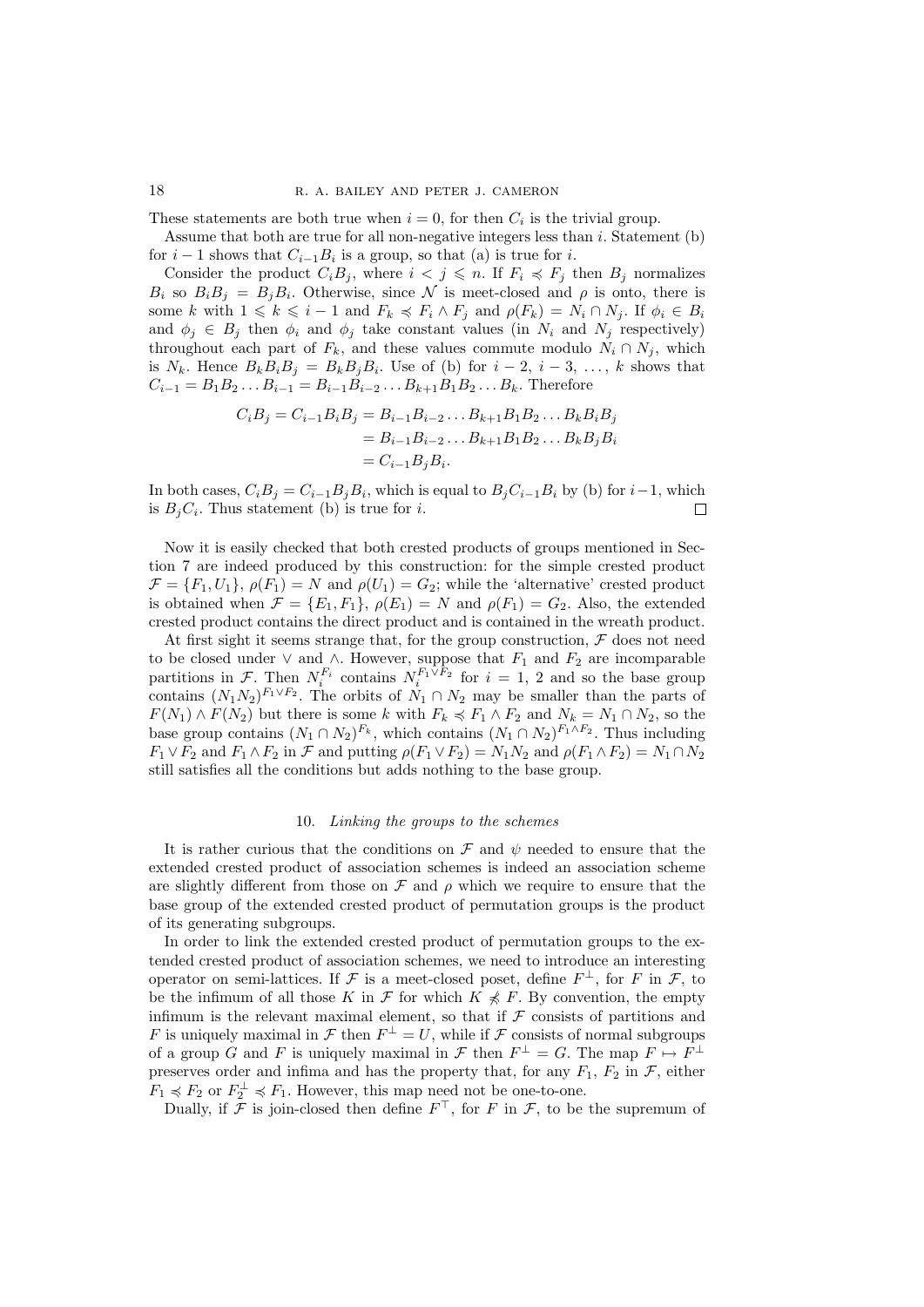These statements are both true when $i = 0$, for then $C_i$ is the trivial group.

Assume that both are true for all non-negative integers less than $i$. Statement (b) for $i-1$ shows that $C_{i-1}B_i$ is a group, so that (a) is true for $i$.

Consider the product $C_iB_j$, where $i < j \leqslant n$. If $F_i \preccurlyeq F_j$ then $B_j$ normalizes $B_i$ so $B_iB_j = B_jB_i$. Otherwise, since $\mathcal{N}$ is meet-closed and $\rho$ is onto, there is some $k$ with $1 \leqslant k \leqslant i-1$ and $F_k \preccurlyeq F_i \wedge F_j$ and $\rho(F_k) = N_i \cap N_j$. If $\phi_i \in B_i$ and $\phi_j \in B_j$ then $\phi_i$ and $\phi_j$ take constant values (in $N_i$ and $N_j$ respectively) throughout each part of $F_k$, and these values commute modulo $N_i \cap N_j$, which is $N_k$. Hence $B_kB_iB_j = B_kB_jB_i$. Use of (b) for $i-2$, $i-3$, …, $k$ shows that $C_{i-1} = B_1B_2 \dots B_{i-1} = B_{i-1}B_{i-2}\dots B_{k+1}B_1B_2\dots B_k$. Therefore

$$
\begin{aligned}
C_iB_j = C_{i-1}B_iB_j &= B_{i-1}B_{i-2}\dots B_{k+1}B_1B_2\dots B_kB_iB_j \\
&= B_{i-1}B_{i-2}\dots B_{k+1}B_1B_2\dots B_kB_jB_i \\
&= C_{i-1}B_jB_i.
\end{aligned}
$$

In both cases, $C_iB_j = C_{i-1}B_jB_i$, which is equal to $B_jC_{i-1}B_i$ by (b) for $i-1$, which is $B_jC_i$. Thus statement (b) is true for $i$. □

Now it is easily checked that both crested products of groups mentioned in Section 7 are indeed produced by this construction: for the simple crested product $\mathcal{F} = \{F_1, U_1\}$, $\rho(F_1) = N$ and $\rho(U_1) = G_2$; while the 'alternative' crested product is obtained when $\mathcal{F} = \{E_1, F_1\}$, $\rho(E_1) = N$ and $\rho(F_1) = G_2$. Also, the extended crested product contains the direct product and is contained in the wreath product.

At first sight it seems strange that, for the group construction, $\mathcal{F}$ does not need to be closed under $\vee$ and $\wedge$. However, suppose that $F_1$ and $F_2$ are incomparable partitions in $\mathcal{F}$. Then $N_i^{F_i}$ contains $N_i^{F_1\vee F_2}$ for $i = 1$, $2$ and so the base group contains $(N_1N_2)^{F_1\vee F_2}$. The orbits of $N_1 \cap N_2$ may be smaller than the parts of $F(N_1) \wedge F(N_2)$ but there is some $k$ with $F_k \preccurlyeq F_1 \wedge F_2$ and $N_k = N_1 \cap N_2$, so the base group contains $(N_1 \cap N_2)^{F_k}$, which contains $(N_1 \cap N_2)^{F_1\wedge F_2}$. Thus including $F_1 \vee F_2$ and $F_1 \wedge F_2$ in $\mathcal{F}$ and putting $\rho(F_1 \vee F_2) = N_1N_2$ and $\rho(F_1 \wedge F_2) = N_1 \cap N_2$ still satisfies all the conditions but adds nothing to the base group.

## 10. *Linking the groups to the schemes*

It is rather curious that the conditions on $\mathcal{F}$ and $\psi$ needed to ensure that the extended crested product of association schemes is indeed an association scheme are slightly different from those on $\mathcal{F}$ and $\rho$ which we require to ensure that the base group of the extended crested product of permutation groups is the product of its generating subgroups.

In order to link the extended crested product of permutation groups to the extended crested product of association schemes, we need to introduce an interesting operator on semi-lattices. If $\mathcal{F}$ is a meet-closed poset, define $F^\perp$, for $F$ in $\mathcal{F}$, to be the infimum of all those $K$ in $\mathcal{F}$ for which $K \not\preccurlyeq F$. By convention, the empty infimum is the relevant maximal element, so that if $\mathcal{F}$ consists of partitions and $F$ is uniquely maximal in $\mathcal{F}$ then $F^\perp = U$, while if $\mathcal{F}$ consists of normal subgroups of a group $G$ and $F$ is uniquely maximal in $\mathcal{F}$ then $F^\perp = G$. The map $F \mapsto F^\perp$ preserves order and infima and has the property that, for any $F_1$, $F_2$ in $\mathcal{F}$, either $F_1 \preccurlyeq F_2$ or $F_2^\perp \preccurlyeq F_1$. However, this map need not be one-to-one.

Dually, if $\mathcal{F}$ is join-closed then define $F^\top$, for $F$ in $\mathcal{F}$, to be the supremum of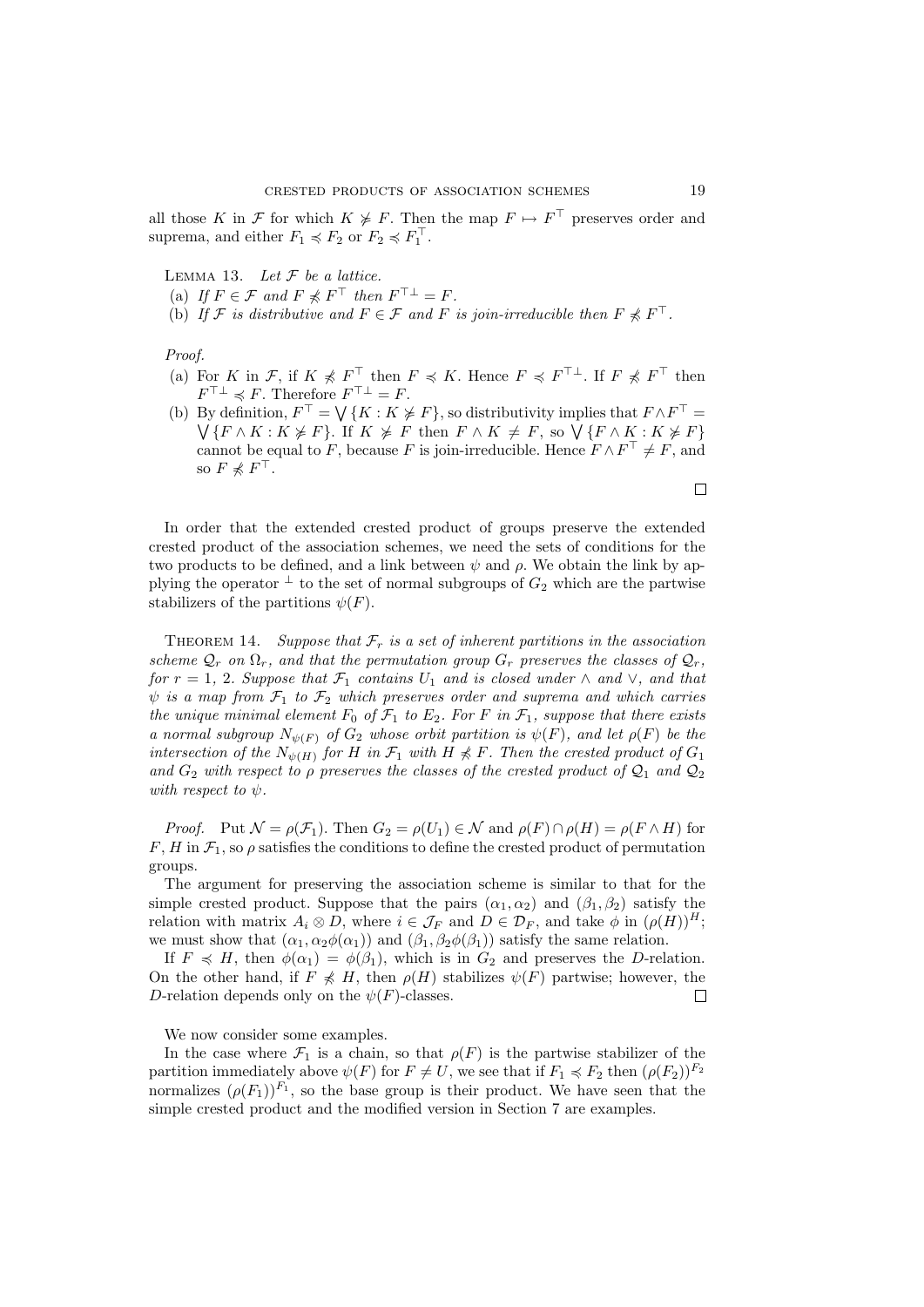all those $K$ in $\mathcal{F}$ for which $K \not\succcurlyeq F$. Then the map $F \mapsto F^\top$ preserves order and suprema, and either $F_1 \preccurlyeq F_2$ or $F_2 \preccurlyeq F_1^\top$.

Lemma 13. *Let $\mathcal{F}$ be a lattice.*

(a) *If $F \in \mathcal{F}$ and $F \not\preccurlyeq F^\top$ then $F^{\top\perp} = F$.*
(b) *If $\mathcal{F}$ is distributive and $F \in \mathcal{F}$ and $F$ is join-irreducible then $F \not\preccurlyeq F^\top$.*

*Proof.*

(a) For $K$ in $\mathcal{F}$, if $K \not\preccurlyeq F^\top$ then $F \preccurlyeq K$. Hence $F \preccurlyeq F^{\top\perp}$. If $F \not\preccurlyeq F^\top$ then $F^{\top\perp} \preccurlyeq F$. Therefore $F^{\top\perp} = F$.
(b) By definition, $F^\top = \bigvee\{K : K \not\succcurlyeq F\}$, so distributivity implies that $F \wedge F^\top = \bigvee\{F \wedge K : K \not\succcurlyeq F\}$. If $K \not\succcurlyeq F$ then $F \wedge K \neq F$, so $\bigvee\{F \wedge K : K \not\succcurlyeq F\}$ cannot be equal to $F$, because $F$ is join-irreducible. Hence $F \wedge F^\top \neq F$, and so $F \not\preccurlyeq F^\top$.

∎

In order that the extended crested product of groups preserve the extended crested product of the association schemes, we need the sets of conditions for the two products to be defined, and a link between $\psi$ and $\rho$. We obtain the link by applying the operator $^\perp$ to the set of normal subgroups of $G_2$ which are the partwise stabilizers of the partitions $\psi(F)$.

Theorem 14. *Suppose that $\mathcal{F}_r$ is a set of inherent partitions in the association scheme $\mathcal{Q}_r$ on $\Omega_r$, and that the permutation group $G_r$ preserves the classes of $\mathcal{Q}_r$, for $r = 1, 2$. Suppose that $\mathcal{F}_1$ contains $U_1$ and is closed under $\wedge$ and $\vee$, and that $\psi$ is a map from $\mathcal{F}_1$ to $\mathcal{F}_2$ which preserves order and suprema and which carries the unique minimal element $F_0$ of $\mathcal{F}_1$ to $E_2$. For $F$ in $\mathcal{F}_1$, suppose that there exists a normal subgroup $N_{\psi(F)}$ of $G_2$ whose orbit partition is $\psi(F)$, and let $\rho(F)$ be the intersection of the $N_{\psi(H)}$ for $H$ in $\mathcal{F}_1$ with $H \not\preccurlyeq F$. Then the crested product of $G_1$ and $G_2$ with respect to $\rho$ preserves the classes of the crested product of $\mathcal{Q}_1$ and $\mathcal{Q}_2$ with respect to $\psi$.*

*Proof.* Put $\mathcal{N} = \rho(\mathcal{F}_1)$. Then $G_2 = \rho(U_1) \in \mathcal{N}$ and $\rho(F) \cap \rho(H) = \rho(F \wedge H)$ for $F$, $H$ in $\mathcal{F}_1$, so $\rho$ satisfies the conditions to define the crested product of permutation groups.

The argument for preserving the association scheme is similar to that for the simple crested product. Suppose that the pairs $(\alpha_1, \alpha_2)$ and $(\beta_1, \beta_2)$ satisfy the relation with matrix $A_i \otimes D$, where $i \in \mathcal{J}_F$ and $D \in \mathcal{D}_F$, and take $\phi$ in $(\rho(H))^H$; we must show that $(\alpha_1, \alpha_2\phi(\alpha_1))$ and $(\beta_1, \beta_2\phi(\beta_1))$ satisfy the same relation.

If $F \preccurlyeq H$, then $\phi(\alpha_1) = \phi(\beta_1)$, which is in $G_2$ and preserves the $D$-relation. On the other hand, if $F \not\preccurlyeq H$, then $\rho(H)$ stabilizes $\psi(F)$ partwise; however, the $D$-relation depends only on the $\psi(F)$-classes. ∎

We now consider some examples.

In the case where $\mathcal{F}_1$ is a chain, so that $\rho(F)$ is the partwise stabilizer of the partition immediately above $\psi(F)$ for $F \neq U$, we see that if $F_1 \preccurlyeq F_2$ then $(\rho(F_2))^{F_2}$ normalizes $(\rho(F_1))^{F_1}$, so the base group is their product. We have seen that the simple crested product and the modified version in Section 7 are examples.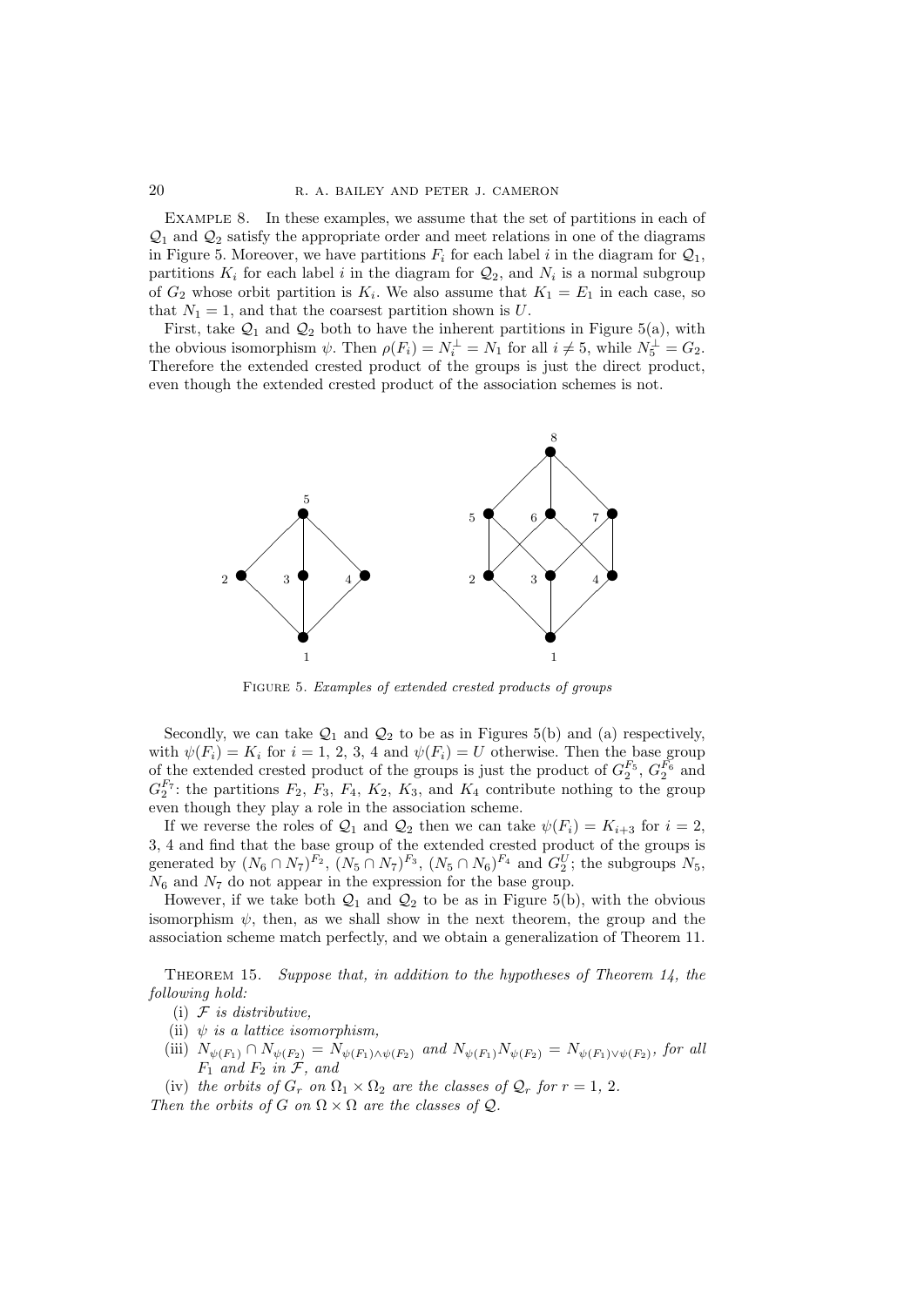Example 8. In these examples, we assume that the set of partitions in each of $\mathcal{Q}_1$ and $\mathcal{Q}_2$ satisfy the appropriate order and meet relations in one of the diagrams in Figure 5. Moreover, we have partitions $F_i$ for each label $i$ in the diagram for $\mathcal{Q}_1$, partitions $K_i$ for each label $i$ in the diagram for $\mathcal{Q}_2$, and $N_i$ is a normal subgroup of $G_2$ whose orbit partition is $K_i$. We also assume that $K_1 = E_1$ in each case, so that $N_1 = 1$, and that the coarsest partition shown is $U$.

First, take $\mathcal{Q}_1$ and $\mathcal{Q}_2$ both to have the inherent partitions in Figure 5(a), with the obvious isomorphism $\psi$. Then $\rho(F_i) = N_i^{\perp} = N_1$ for all $i \neq 5$, while $N_5^{\perp} = G_2$. Therefore the extended crested product of the groups is just the direct product, even though the extended crested product of the association schemes is not.

Figure 5. *Examples of extended crested products of groups*

Secondly, we can take $\mathcal{Q}_1$ and $\mathcal{Q}_2$ to be as in Figures 5(b) and (a) respectively, with $\psi(F_i) = K_i$ for $i = 1, 2, 3, 4$ and $\psi(F_i) = U$ otherwise. Then the base group of the extended crested product of the groups is just the product of $G_2^{F_5}$, $G_2^{F_6}$ and $G_2^{F_7}$: the partitions $F_2$, $F_3$, $F_4$, $K_2$, $K_3$, and $K_4$ contribute nothing to the group even though they play a role in the association scheme.

If we reverse the roles of $\mathcal{Q}_1$ and $\mathcal{Q}_2$ then we can take $\psi(F_i) = K_{i+3}$ for $i = 2$, 3, 4 and find that the base group of the extended crested product of the groups is generated by $(N_6 \cap N_7)^{F_2}$, $(N_5 \cap N_7)^{F_3}$, $(N_5 \cap N_6)^{F_4}$ and $G_2^U$; the subgroups $N_5$, $N_6$ and $N_7$ do not appear in the expression for the base group.

However, if we take both $\mathcal{Q}_1$ and $\mathcal{Q}_2$ to be as in Figure 5(b), with the obvious isomorphism $\psi$, then, as we shall show in the next theorem, the group and the association scheme match perfectly, and we obtain a generalization of Theorem 11.

Theorem 15. *Suppose that, in addition to the hypotheses of Theorem 14, the following hold:*

(i) *$\mathcal{F}$ is distributive,*

(ii) *$\psi$ is a lattice isomorphism,*

(iii) *$N_{\psi(F_1)} \cap N_{\psi(F_2)} = N_{\psi(F_1)\wedge\psi(F_2)}$ and $N_{\psi(F_1)}N_{\psi(F_2)} = N_{\psi(F_1)\vee\psi(F_2)}$, for all $F_1$ and $F_2$ in $\mathcal{F}$, and*

(iv) *the orbits of $G_r$ on $\Omega_1 \times \Omega_2$ are the classes of $\mathcal{Q}_r$ for $r = 1$, 2.*

*Then the orbits of $G$ on $\Omega \times \Omega$ are the classes of $\mathcal{Q}$.*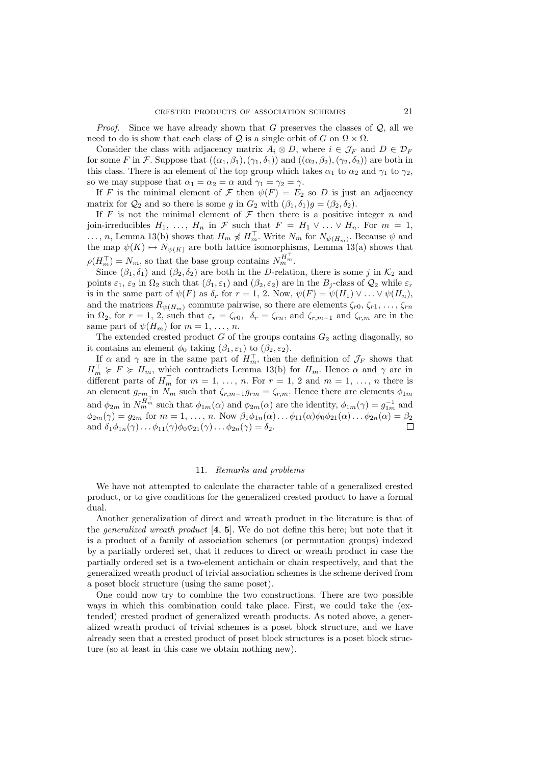*Proof.* Since we have already shown that $G$ preserves the classes of $\mathcal{Q}$, all we need to do is show that each class of $\mathcal{Q}$ is a single orbit of $G$ on $\Omega \times \Omega$.

Consider the class with adjacency matrix $A_i \otimes D$, where $i \in \mathcal{J}_F$ and $D \in \mathcal{D}_F$ for some $F$ in $\mathcal{F}$. Suppose that $((\alpha_1, \beta_1), (\gamma_1, \delta_1))$ and $((\alpha_2, \beta_2), (\gamma_2, \delta_2))$ are both in this class. There is an element of the top group which takes $\alpha_1$ to $\alpha_2$ and $\gamma_1$ to $\gamma_2$, so we may suppose that $\alpha_1 = \alpha_2 = \alpha$ and $\gamma_1 = \gamma_2 = \gamma$.

If $F$ is the minimal element of $\mathcal{F}$ then $\psi(F) = E_2$ so $D$ is just an adjacency matrix for $\mathcal{Q}_2$ and so there is some $g$ in $G_2$ with $(\beta_1, \delta_1)g = (\beta_2, \delta_2)$.

If $F$ is not the minimal element of $\mathcal{F}$ then there is a positive integer $n$ and join-irreducibles $H_1, \ldots, H_n$ in $\mathcal{F}$ such that $F = H_1 \vee \ldots \vee H_n$. For $m = 1, \ldots, n$, Lemma 13(b) shows that $H_m \not\preccurlyeq H_m^\top$. Write $N_m$ for $N_{\psi(H_m)}$. Because $\psi$ and the map $\psi(K) \mapsto N_{\psi(K)}$ are both lattice isomorphisms, Lemma 13(a) shows that $\rho(H_m^\top) = N_m$, so that the base group contains $N_m^{H_m^\top}$.

Since $(\beta_1, \delta_1)$ and $(\beta_2, \delta_2)$ are both in the $D$-relation, there is some $j$ in $\mathcal{K}_2$ and points $\varepsilon_1$, $\varepsilon_2$ in $\Omega_2$ such that $(\beta_1, \varepsilon_1)$ and $(\beta_2, \varepsilon_2)$ are in the $B_j$-class of $\mathcal{Q}_2$ while $\varepsilon_r$ is in the same part of $\psi(F)$ as $\delta_r$ for $r = 1$, 2. Now, $\psi(F) = \psi(H_1) \vee \ldots \vee \psi(H_n)$, and the matrices $R_{\psi(H_m)}$ commute pairwise, so there are elements $\zeta_{r0}, \zeta_{r1}, \ldots, \zeta_{rn}$ in $\Omega_2$, for $r = 1$, 2, such that $\varepsilon_r = \zeta_{r0}$, $\delta_r = \zeta_{rn}$, and $\zeta_{r,m-1}$ and $\zeta_{r,m}$ are in the same part of $\psi(H_m)$ for $m = 1, \ldots, n$.

The extended crested product $G$ of the groups contains $G_2$ acting diagonally, so it contains an element $\phi_0$ taking $(\beta_1, \varepsilon_1)$ to $(\beta_2, \varepsilon_2)$.

If $\alpha$ and $\gamma$ are in the same part of $H_m^\top$, then the definition of $\mathcal{J}_F$ shows that $H_m^\top \succcurlyeq F \succcurlyeq H_m$, which contradicts Lemma 13(b) for $H_m$. Hence $\alpha$ and $\gamma$ are in different parts of $H_m^\top$ for $m = 1, \ldots, n$. For $r = 1$, 2 and $m = 1, \ldots, n$ there is an element $g_{rm}$ in $N_m$ such that $\zeta_{r,m-1} g_{rm} = \zeta_{r,m}$. Hence there are elements $\phi_{1m}$ and $\phi_{2m}$ in $N_m^{H_m^\top}$ such that $\phi_{1m}(\alpha)$ and $\phi_{2m}(\alpha)$ are the identity, $\phi_{1m}(\gamma) = g_{1m}^{-1}$ and $\phi_{2m}(\gamma) = g_{2m}$ for $m = 1, \ldots, n$. Now $\beta_1 \phi_{1n}(\alpha) \ldots \phi_{11}(\alpha) \phi_0 \phi_{21}(\alpha) \ldots \phi_{2n}(\alpha) = \beta_2$ and $\delta_1 \phi_{1n}(\gamma) \ldots \phi_{11}(\gamma) \phi_0 \phi_{21}(\gamma) \ldots \phi_{2n}(\gamma) = \delta_2$. $\square$

## 11. *Remarks and problems*

We have not attempted to calculate the character table of a generalized crested product, or to give conditions for the generalized crested product to have a formal dual.

Another generalization of direct and wreath product in the literature is that of the *generalized wreath product* [**4**, **5**]. We do not define this here; but note that it is a product of a family of association schemes (or permutation groups) indexed by a partially ordered set, that it reduces to direct or wreath product in case the partially ordered set is a two-element antichain or chain respectively, and that the generalized wreath product of trivial association schemes is the scheme derived from a poset block structure (using the same poset).

One could now try to combine the two constructions. There are two possible ways in which this combination could take place. First, we could take the (extended) crested product of generalized wreath products. As noted above, a generalized wreath product of trivial schemes is a poset block structure, and we have already seen that a crested product of poset block structures is a poset block structure (so at least in this case we obtain nothing new).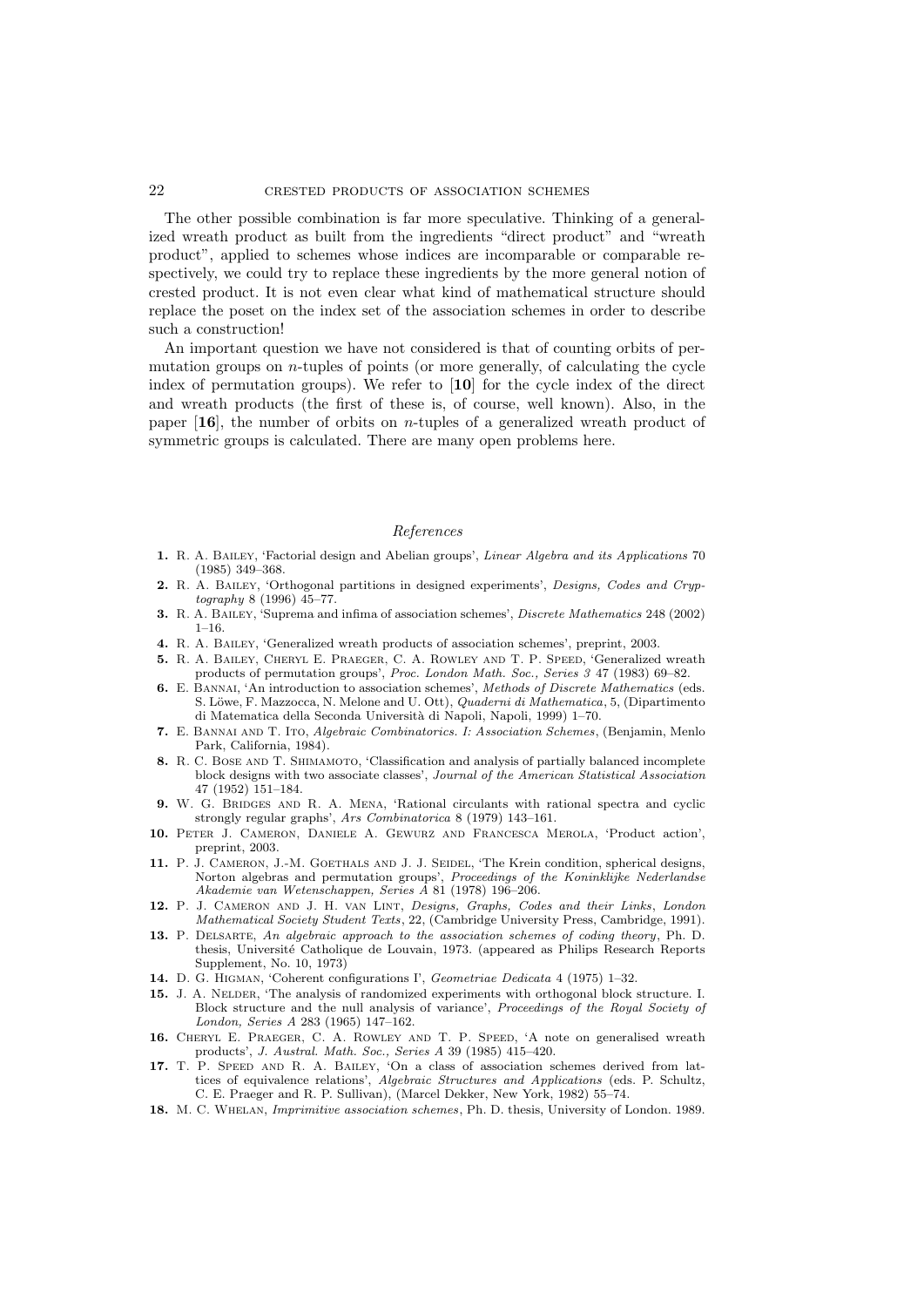The other possible combination is far more speculative. Thinking of a generalized wreath product as built from the ingredients "direct product" and "wreath product", applied to schemes whose indices are incomparable or comparable respectively, we could try to replace these ingredients by the more general notion of crested product. It is not even clear what kind of mathematical structure should replace the poset on the index set of the association schemes in order to describe such a construction!

An important question we have not considered is that of counting orbits of permutation groups on $n$-tuples of points (or more generally, of calculating the cycle index of permutation groups). We refer to [**10**] for the cycle index of the direct and wreath products (the first of these is, of course, well known). Also, in the paper [**16**], the number of orbits on $n$-tuples of a generalized wreath product of symmetric groups is calculated. There are many open problems here.

## *References*

1. R. A. Bailey, 'Factorial design and Abelian groups', *Linear Algebra and its Applications* 70 (1985) 349–368.
2. R. A. Bailey, 'Orthogonal partitions in designed experiments', *Designs, Codes and Cryptography* 8 (1996) 45–77.
3. R. A. Bailey, 'Suprema and infima of association schemes', *Discrete Mathematics* 248 (2002) 1–16.
4. R. A. Bailey, 'Generalized wreath products of association schemes', preprint, 2003.
5. R. A. Bailey, Cheryl E. Praeger, C. A. Rowley and T. P. Speed, 'Generalized wreath products of permutation groups', *Proc. London Math. Soc., Series 3* 47 (1983) 69–82.
6. E. Bannai, 'An introduction to association schemes', *Methods of Discrete Mathematics* (eds. S. Löwe, F. Mazzocca, N. Melone and U. Ott), *Quaderni di Mathematica*, 5, (Dipartimento di Matematica della Seconda Università di Napoli, Napoli, 1999) 1–70.
7. E. Bannai and T. Ito, *Algebraic Combinatorics. I: Association Schemes*, (Benjamin, Menlo Park, California, 1984).
8. R. C. Bose and T. Shimamoto, 'Classification and analysis of partially balanced incomplete block designs with two associate classes', *Journal of the American Statistical Association* 47 (1952) 151–184.
9. W. G. Bridges and R. A. Mena, 'Rational circulants with rational spectra and cyclic strongly regular graphs', *Ars Combinatorica* 8 (1979) 143–161.
10. Peter J. Cameron, Daniele A. Gewurz and Francesca Merola, 'Product action', preprint, 2003.
11. P. J. Cameron, J.-M. Goethals and J. J. Seidel, 'The Krein condition, spherical designs, Norton algebras and permutation groups', *Proceedings of the Koninklijke Nederlandse Akademie van Wetenschappen, Series A* 81 (1978) 196–206.
12. P. J. Cameron and J. H. van Lint, *Designs, Graphs, Codes and their Links*, *London Mathematical Society Student Texts*, 22, (Cambridge University Press, Cambridge, 1991).
13. P. Delsarte, *An algebraic approach to the association schemes of coding theory*, Ph. D. thesis, Université Catholique de Louvain, 1973. (appeared as Philips Research Reports Supplement, No. 10, 1973)
14. D. G. Higman, 'Coherent configurations I', *Geometriae Dedicata* 4 (1975) 1–32.
15. J. A. Nelder, 'The analysis of randomized experiments with orthogonal block structure. I. Block structure and the null analysis of variance', *Proceedings of the Royal Society of London, Series A* 283 (1965) 147–162.
16. Cheryl E. Praeger, C. A. Rowley and T. P. Speed, 'A note on generalised wreath products', *J. Austral. Math. Soc., Series A* 39 (1985) 415–420.
17. T. P. Speed and R. A. Bailey, 'On a class of association schemes derived from lattices of equivalence relations', *Algebraic Structures and Applications* (eds. P. Schultz, C. E. Praeger and R. P. Sullivan), (Marcel Dekker, New York, 1982) 55–74.
18. M. C. Whelan, *Imprimitive association schemes*, Ph. D. thesis, University of London. 1989.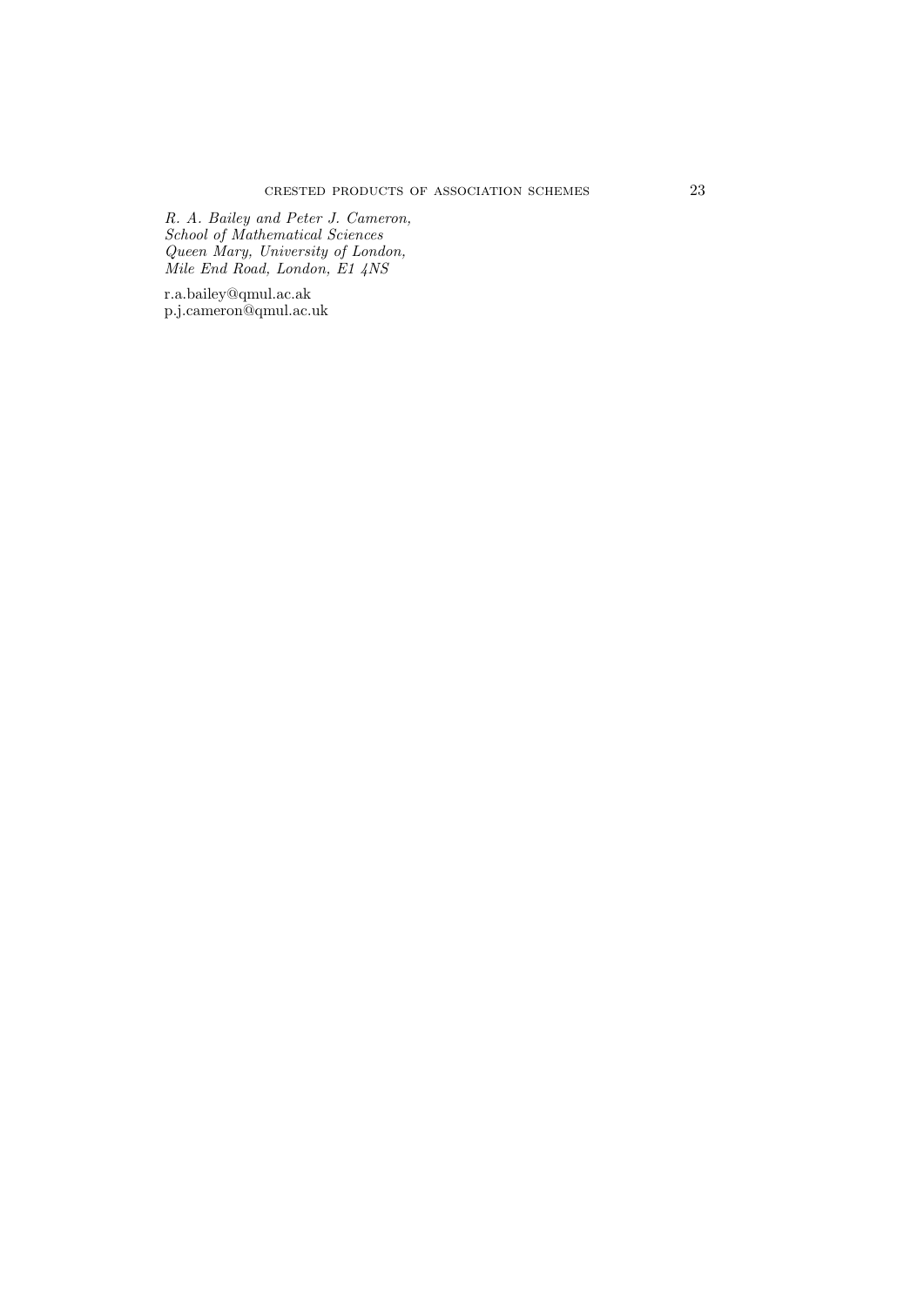*R. A. Bailey and Peter J. Cameron,*
*School of Mathematical Sciences*
*Queen Mary, University of London,*
*Mile End Road, London, E1 4NS*

r.a.bailey@qmul.ac.ak
p.j.cameron@qmul.ac.uk